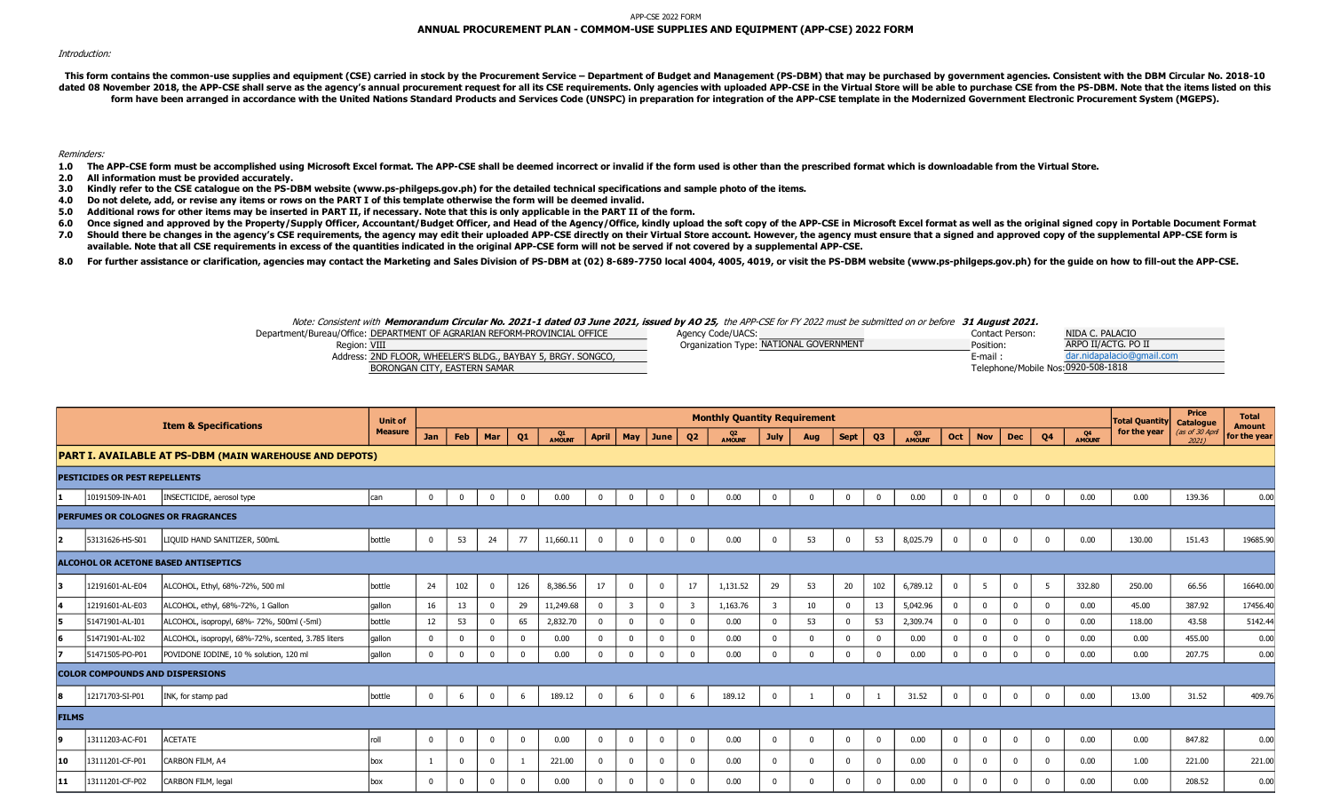APP-CSE 2022 FORM

# ANNUAL PROCUREMENT PLAN - COMMOM-USE SUPPLIES AND EQUIPMENT (APP-CSE) 2022 FORM

*Introduction:*

**This form contains the common-use supplies and equipment (CSE) carried in stock by the Procurement Service – Department of Budget and Management (PS-DBM) that may be purchased by government agencies. Consistent with the DBM Circular No. 2018-10 dated 08 November 2018, the APP-CSE shall serve as the agency's annual procurement request for all its CSE requirements. Only agencies with uploaded APP-CSE in the Virtual Store will be able to purchase CSE from the PS-DBM. Note that the items listed on this form have been arranged in accordance with the United Nations Standard Products and Services Code (UNSPC) in preparation for integration of the APP-CSE template in the Modernized Government Electronic Procurement System (MGEPS).**

*Reminders:*

**1.0 The APP-CSE form must be accomplished using Microsoft Excel format. The APP-CSE shall be deemed incorrect or invalid if the form used is other than the prescribed format which is downloadable from the Virtual Store.**
**2.0 All information must be provided accurately.**
**3.0 Kindly refer to the CSE catalogue on the PS-DBM website (www.ps-philgeps.gov.ph) for the detailed technical specifications and sample photo of the items.**
**4.0 Do not delete, add, or revise any items or rows on the PART I of this template otherwise the form will be deemed invalid.**
**5.0 Additional rows for other items may be inserted in PART II, if necessary. Note that this is only applicable in the PART II of the form.**
**6.0 Once signed and approved by the Property/Supply Officer, Accountant/Budget Officer, and Head of the Agency/Office, kindly upload the soft copy of the APP-CSE in Microsoft Excel format as well as the original signed copy in Portable Document Format**
**7.0 Should there be changes in the agency's CSE requirements, the agency may edit their uploaded APP-CSE directly on their Virtual Store account. However, the agency must ensure that a signed and approved copy of the supplemental APP-CSE form is available. Note that all CSE requirements in excess of the quantities indicated in the original APP-CSE form will not be served if not covered by a supplemental APP-CSE.**
**8.0 For further assistance or clarification, agencies may contact the Marketing and Sales Division of PS-DBM at (02) 8-689-7750 local 4004, 4005, 4019, or visit the PS-DBM website (www.ps-philgeps.gov.ph) for the guide on how to fill-out the APP-CSE.**

*Note: Consistent with **Memorandum Circular No. 2021-1 dated 03 June 2021, issued by AO 25**, the APP-CSE for FY 2022 must be submitted on or before **31 August 2021.***

Department/Bureau/Office: DEPARTMENT OF AGRARIAN REFORM-PROVINCIAL OFFICE
Region: VIII
Address: 2ND FLOOR, WHEELER'S BLDG., BAYBAY 5, BRGY. SONGCO, BORONGAN CITY, EASTERN SAMAR

Agency Code/UACS:
Organization Type: NATIONAL GOVERNMENT

Contact Person: NIDA C. PALACIO
Position: ARPO II/ACTG. PO II
E-mail : dar.nidapalacio@gmail.com
Telephone/Mobile Nos: 0920-508-1818

| | Item & Specifications | | Unit of Measure | Jan | Feb | Mar | Q1 | Q1 AMOUNT | April | May | June | Q2 | Q2 AMOUNT | July | Aug | Sept | Q3 | Q3 AMOUNT | Oct | Nov | Dec | Q4 | Q4 AMOUNT | Total Quantity for the year | Price Catalogue (as of 30 April 2021) | Total Amount for the year |
|---|---|---|---|---|---|---|---|---|---|---|---|---|---|---|---|---|---|---|---|---|---|---|---|---|---|---|
| **PART I. AVAILABLE AT PS-DBM (MAIN WAREHOUSE AND DEPOTS)** | | | | | | | | | | | | | | | | | | | | | | | | | | |
| **PESTICIDES OR PEST REPELLENTS** | | | | | | | | | | | | | | | | | | | | | | | | | | |
| 1 | 10191509-IN-A01 | INSECTICIDE, aerosol type | can | 0 | 0 | 0 | 0 | 0.00 | 0 | 0 | 0 | 0 | 0.00 | 0 | 0 | 0 | 0 | 0.00 | 0 | 0 | 0 | 0 | 0.00 | 0.00 | 139.36 | 0.00 |
| **PERFUMES OR COLOGNES OR FRAGRANCES** | | | | | | | | | | | | | | | | | | | | | | | | | | |
| 2 | 53131626-HS-S01 | LIQUID HAND SANITIZER, 500mL | bottle | 0 | 53 | 24 | 77 | 11,660.11 | 0 | 0 | 0 | 0 | 0.00 | 0 | 53 | 0 | 53 | 8,025.79 | 0 | 0 | 0 | 0 | 0.00 | 130.00 | 151.43 | 19685.90 |
| **ALCOHOL OR ACETONE BASED ANTISEPTICS** | | | | | | | | | | | | | | | | | | | | | | | | | | |
| 3 | 12191601-AL-E04 | ALCOHOL, Ethyl, 68%-72%, 500 ml | bottle | 24 | 102 | 0 | 126 | 8,386.56 | 17 | 0 | 0 | 17 | 1,131.52 | 29 | 53 | 20 | 102 | 6,789.12 | 0 | 5 | 0 | 5 | 332.80 | 250.00 | 66.56 | 16640.00 |
| 4 | 12191601-AL-E03 | ALCOHOL, ethyl, 68%-72%, 1 Gallon | gallon | 16 | 13 | 0 | 29 | 11,249.68 | 0 | 3 | 0 | 3 | 1,163.76 | 3 | 10 | 0 | 13 | 5,042.96 | 0 | 0 | 0 | 0 | 0.00 | 45.00 | 387.92 | 17456.40 |
| 5 | 51471901-AL-I01 | ALCOHOL, isopropyl, 68%- 72%, 500ml (-5ml) | bottle | 12 | 53 | 0 | 65 | 2,832.70 | 0 | 0 | 0 | 0 | 0.00 | 0 | 53 | 0 | 53 | 2,309.74 | 0 | 0 | 0 | 0 | 0.00 | 118.00 | 43.58 | 5142.44 |
| 6 | 51471901-AL-I02 | ALCOHOL, isopropyl, 68%-72%, scented, 3.785 liters | gallon | 0 | 0 | 0 | 0 | 0.00 | 0 | 0 | 0 | 0 | 0.00 | 0 | 0 | 0 | 0 | 0.00 | 0 | 0 | 0 | 0 | 0.00 | 0.00 | 455.00 | 0.00 |
| 7 | 51471505-PO-P01 | POVIDONE IODINE, 10 % solution, 120 ml | gallon | 0 | 0 | 0 | 0 | 0.00 | 0 | 0 | 0 | 0 | 0.00 | 0 | 0 | 0 | 0 | 0.00 | 0 | 0 | 0 | 0 | 0.00 | 0.00 | 207.75 | 0.00 |
| **COLOR COMPOUNDS AND DISPERSIONS** | | | | | | | | | | | | | | | | | | | | | | | | | | |
| 8 | 12171703-SI-P01 | INK, for stamp pad | bottle | 0 | 6 | 0 | 6 | 189.12 | 0 | 6 | 0 | 6 | 189.12 | 0 | 1 | 0 | 1 | 31.52 | 0 | 0 | 0 | 0 | 0.00 | 13.00 | 31.52 | 409.76 |
| **FILMS** | | | | | | | | | | | | | | | | | | | | | | | | | | |
| 9 | 13111203-AC-F01 | ACETATE | roll | 0 | 0 | 0 | 0 | 0.00 | 0 | 0 | 0 | 0 | 0.00 | 0 | 0 | 0 | 0 | 0.00 | 0 | 0 | 0 | 0 | 0.00 | 0.00 | 847.82 | 0.00 |
| 10 | 13111201-CF-P01 | CARBON FILM, A4 | box | 1 | 0 | 0 | 1 | 221.00 | 0 | 0 | 0 | 0 | 0.00 | 0 | 0 | 0 | 0 | 0.00 | 0 | 0 | 0 | 0 | 0.00 | 1.00 | 221.00 | 221.00 |
| 11 | 13111201-CF-P02 | CARBON FILM, legal | box | 0 | 0 | 0 | 0 | 0.00 | 0 | 0 | 0 | 0 | 0.00 | 0 | 0 | 0 | 0 | 0.00 | 0 | 0 | 0 | 0 | 0.00 | 0.00 | 208.52 | 0.00 |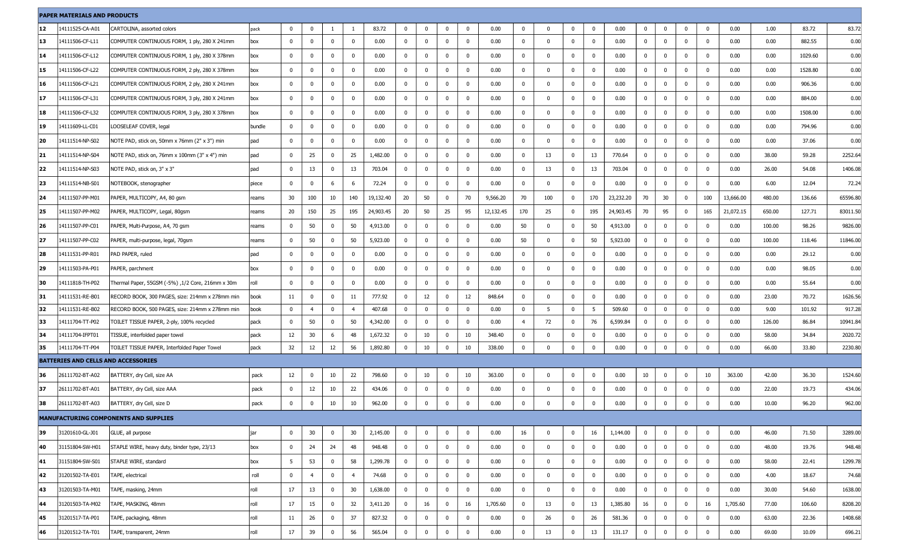| | | | | | | | | | | | | | | | | | | | | | | | | | | | | |
|---|---|---|---|---|---|---|---|---|---|---|---|---|---|---|---|---|---|---|---|---|---|---|---|---|---|---|---|---|
| **PAPER MATERIALS AND PRODUCTS** | | | | | | | | | | | | | | | | | | | | | | | | | | | | |
| 12 | 14111525-CA-A01 | CARTOLINA, assorted colors | pack | 0 | 0 | 1 | 1 | 83.72 | 0 | 0 | 0 | 0 | 0.00 | 0 | 0 | 0 | 0 | 0.00 | 0 | 0 | 0 | 0 | 0.00 | 1.00 | 83.72 | 83.72 |
| 13 | 14111506-CF-L11 | COMPUTER CONTINUOUS FORM, 1 ply, 280 X 241mm | box | 0 | 0 | 0 | 0 | 0.00 | 0 | 0 | 0 | 0 | 0.00 | 0 | 0 | 0 | 0 | 0.00 | 0 | 0 | 0 | 0 | 0.00 | 0.00 | 882.55 | 0.00 |
| 14 | 14111506-CF-L12 | COMPUTER CONTINUOUS FORM, 1 ply, 280 X 378mm | box | 0 | 0 | 0 | 0 | 0.00 | 0 | 0 | 0 | 0 | 0.00 | 0 | 0 | 0 | 0 | 0.00 | 0 | 0 | 0 | 0 | 0.00 | 0.00 | 1029.60 | 0.00 |
| 15 | 14111506-CF-L22 | COMPUTER CONTINUOUS FORM, 2 ply, 280 X 378mm | box | 0 | 0 | 0 | 0 | 0.00 | 0 | 0 | 0 | 0 | 0.00 | 0 | 0 | 0 | 0 | 0.00 | 0 | 0 | 0 | 0 | 0.00 | 0.00 | 1528.80 | 0.00 |
| 16 | 14111506-CF-L21 | COMPUTER CONTINUOUS FORM, 2 ply, 280 X 241mm | box | 0 | 0 | 0 | 0 | 0.00 | 0 | 0 | 0 | 0 | 0.00 | 0 | 0 | 0 | 0 | 0.00 | 0 | 0 | 0 | 0 | 0.00 | 0.00 | 906.36 | 0.00 |
| 17 | 14111506-CF-L31 | COMPUTER CONTINUOUS FORM, 3 ply, 280 X 241mm | box | 0 | 0 | 0 | 0 | 0.00 | 0 | 0 | 0 | 0 | 0.00 | 0 | 0 | 0 | 0 | 0.00 | 0 | 0 | 0 | 0 | 0.00 | 0.00 | 884.00 | 0.00 |
| 18 | 14111506-CF-L32 | COMPUTER CONTINUOUS FORM, 3 ply, 280 X 378mm | box | 0 | 0 | 0 | 0 | 0.00 | 0 | 0 | 0 | 0 | 0.00 | 0 | 0 | 0 | 0 | 0.00 | 0 | 0 | 0 | 0 | 0.00 | 0.00 | 1508.00 | 0.00 |
| 19 | 14111609-LL-C01 | LOOSELEAF COVER, legal | bundle | 0 | 0 | 0 | 0 | 0.00 | 0 | 0 | 0 | 0 | 0.00 | 0 | 0 | 0 | 0 | 0.00 | 0 | 0 | 0 | 0 | 0.00 | 0.00 | 794.96 | 0.00 |
| 20 | 14111514-NP-S02 | NOTE PAD, stick on, 50mm x 76mm (2" x 3") min | pad | 0 | 0 | 0 | 0 | 0.00 | 0 | 0 | 0 | 0 | 0.00 | 0 | 0 | 0 | 0 | 0.00 | 0 | 0 | 0 | 0 | 0.00 | 0.00 | 37.06 | 0.00 |
| 21 | 14111514-NP-S04 | NOTE PAD, stick on, 76mm x 100mm (3" x 4") min | pad | 0 | 25 | 0 | 25 | 1,482.00 | 0 | 0 | 0 | 0 | 0.00 | 0 | 13 | 0 | 13 | 770.64 | 0 | 0 | 0 | 0 | 0.00 | 38.00 | 59.28 | 2252.64 |
| 22 | 14111514-NP-S03 | NOTE PAD, stick on, 3" x 3" | pad | 0 | 13 | 0 | 13 | 703.04 | 0 | 0 | 0 | 0 | 0.00 | 0 | 13 | 0 | 13 | 703.04 | 0 | 0 | 0 | 0 | 0.00 | 26.00 | 54.08 | 1406.08 |
| 23 | 14111514-NB-S01 | NOTEBOOK, stenographer | piece | 0 | 0 | 6 | 6 | 72.24 | 0 | 0 | 0 | 0 | 0.00 | 0 | 0 | 0 | 0 | 0.00 | 0 | 0 | 0 | 0 | 0.00 | 6.00 | 12.04 | 72.24 |
| 24 | 14111507-PP-M01 | PAPER, MULTICOPY, A4, 80 gsm | reams | 30 | 100 | 10 | 140 | 19,132.40 | 20 | 50 | 0 | 70 | 9,566.20 | 70 | 100 | 0 | 170 | 23,232.20 | 70 | 30 | 0 | 100 | 13,666.00 | 480.00 | 136.66 | 65596.80 |
| 25 | 14111507-PP-M02 | PAPER, MULTICOPY, Legal, 80gsm | reams | 20 | 150 | 25 | 195 | 24,903.45 | 20 | 50 | 25 | 95 | 12,132.45 | 170 | 25 | 0 | 195 | 24,903.45 | 70 | 95 | 0 | 165 | 21,072.15 | 650.00 | 127.71 | 83011.50 |
| 26 | 14111507-PP-C01 | PAPER, Multi-Purpose, A4, 70 gsm | reams | 0 | 50 | 0 | 50 | 4,913.00 | 0 | 0 | 0 | 0 | 0.00 | 50 | 0 | 0 | 50 | 4,913.00 | 0 | 0 | 0 | 0 | 0.00 | 100.00 | 98.26 | 9826.00 |
| 27 | 14111507-PP-C02 | PAPER, multi-purpose, legal, 70gsm | reams | 0 | 50 | 0 | 50 | 5,923.00 | 0 | 0 | 0 | 0 | 0.00 | 50 | 0 | 0 | 50 | 5,923.00 | 0 | 0 | 0 | 0 | 0.00 | 100.00 | 118.46 | 11846.00 |
| 28 | 14111531-PP-R01 | PAD PAPER, ruled | pad | 0 | 0 | 0 | 0 | 0.00 | 0 | 0 | 0 | 0 | 0.00 | 0 | 0 | 0 | 0 | 0.00 | 0 | 0 | 0 | 0 | 0.00 | 0.00 | 29.12 | 0.00 |
| 29 | 14111503-PA-P01 | PAPER, parchment | box | 0 | 0 | 0 | 0 | 0.00 | 0 | 0 | 0 | 0 | 0.00 | 0 | 0 | 0 | 0 | 0.00 | 0 | 0 | 0 | 0 | 0.00 | 0.00 | 98.05 | 0.00 |
| 30 | 14111818-TH-P02 | Thermal Paper, 55GSM (-5%) ,1/2 Core, 216mm x 30m | roll | 0 | 0 | 0 | 0 | 0.00 | 0 | 0 | 0 | 0 | 0.00 | 0 | 0 | 0 | 0 | 0.00 | 0 | 0 | 0 | 0 | 0.00 | 0.00 | 55.64 | 0.00 |
| 31 | 14111531-RE-B01 | RECORD BOOK, 300 PAGES, size: 214mm x 278mm min | book | 11 | 0 | 0 | 11 | 777.92 | 0 | 12 | 0 | 12 | 848.64 | 0 | 0 | 0 | 0 | 0.00 | 0 | 0 | 0 | 0 | 0.00 | 23.00 | 70.72 | 1626.56 |
| 32 | 14111531-RE-B02 | RECORD BOOK, 500 PAGES, size: 214mm x 278mm min | book | 0 | 4 | 0 | 4 | 407.68 | 0 | 0 | 0 | 0 | 0.00 | 0 | 5 | 0 | 5 | 509.60 | 0 | 0 | 0 | 0 | 0.00 | 9.00 | 101.92 | 917.28 |
| 33 | 14111704-TT-P02 | TOILET TISSUE PAPER, 2-ply, 100% recycled | pack | 0 | 50 | 0 | 50 | 4,342.00 | 0 | 0 | 0 | 0 | 0.00 | 4 | 72 | 0 | 76 | 6,599.84 | 0 | 0 | 0 | 0 | 0.00 | 126.00 | 86.84 | 10941.84 |
| 34 | 14111704-IFPT01 | TISSUE, interfolded paper towel | pack | 12 | 30 | 6 | 48 | 1,672.32 | 0 | 10 | 0 | 10 | 348.40 | 0 | 0 | 0 | 0 | 0.00 | 0 | 0 | 0 | 0 | 0.00 | 58.00 | 34.84 | 2020.72 |
| 35 | 14111704-TT-P04 | TOILET TISSUE PAPER, Interfolded Paper Towel | pack | 32 | 12 | 12 | 56 | 1,892.80 | 0 | 10 | 0 | 10 | 338.00 | 0 | 0 | 0 | 0 | 0.00 | 0 | 0 | 0 | 0 | 0.00 | 66.00 | 33.80 | 2230.80 |
| **BATTERIES AND CELLS AND ACCESSORIES** | | | | | | | | | | | | | | | | | | | | | | | | | | | | |
| 36 | 26111702-BT-A02 | BATTERY, dry Cell, size AA | pack | 12 | 0 | 10 | 22 | 798.60 | 0 | 10 | 0 | 10 | 363.00 | 0 | 0 | 0 | 0 | 0.00 | 10 | 0 | 0 | 10 | 363.00 | 42.00 | 36.30 | 1524.60 |
| 37 | 26111702-BT-A01 | BATTERY, dry Cell, size AAA | pack | 0 | 12 | 10 | 22 | 434.06 | 0 | 0 | 0 | 0 | 0.00 | 0 | 0 | 0 | 0 | 0.00 | 0 | 0 | 0 | 0 | 0.00 | 22.00 | 19.73 | 434.06 |
| 38 | 26111702-BT-A03 | BATTERY, dry Cell, size D | pack | 0 | 0 | 10 | 10 | 962.00 | 0 | 0 | 0 | 0 | 0.00 | 0 | 0 | 0 | 0 | 0.00 | 0 | 0 | 0 | 0 | 0.00 | 10.00 | 96.20 | 962.00 |
| **MANUFACTURING COMPONENTS AND SUPPLIES** | | | | | | | | | | | | | | | | | | | | | | | | | | | | |
| 39 | 31201610-GL-J01 | GLUE, all purpose | jar | 0 | 30 | 0 | 30 | 2,145.00 | 0 | 0 | 0 | 0 | 0.00 | 16 | 0 | 0 | 16 | 1,144.00 | 0 | 0 | 0 | 0 | 0.00 | 46.00 | 71.50 | 3289.00 |
| 40 | 31151804-SW-H01 | STAPLE WIRE, heavy duty, binder type, 23/13 | box | 0 | 24 | 24 | 48 | 948.48 | 0 | 0 | 0 | 0 | 0.00 | 0 | 0 | 0 | 0 | 0.00 | 0 | 0 | 0 | 0 | 0.00 | 48.00 | 19.76 | 948.48 |
| 41 | 31151804-SW-S01 | STAPLE WIRE, standard | box | 5 | 53 | 0 | 58 | 1,299.78 | 0 | 0 | 0 | 0 | 0.00 | 0 | 0 | 0 | 0 | 0.00 | 0 | 0 | 0 | 0 | 0.00 | 58.00 | 22.41 | 1299.78 |
| 42 | 31201502-TA-E01 | TAPE, electrical | roll | 0 | 4 | 0 | 4 | 74.68 | 0 | 0 | 0 | 0 | 0.00 | 0 | 0 | 0 | 0 | 0.00 | 0 | 0 | 0 | 0 | 0.00 | 4.00 | 18.67 | 74.68 |
| 43 | 31201503-TA-M01 | TAPE, masking, 24mm | roll | 17 | 13 | 0 | 30 | 1,638.00 | 0 | 0 | 0 | 0 | 0.00 | 0 | 0 | 0 | 0 | 0.00 | 0 | 0 | 0 | 0 | 0.00 | 30.00 | 54.60 | 1638.00 |
| 44 | 31201503-TA-M02 | TAPE, MASKING, 48mm | roll | 17 | 15 | 0 | 32 | 3,411.20 | 0 | 16 | 0 | 16 | 1,705.60 | 0 | 13 | 0 | 13 | 1,385.80 | 16 | 0 | 0 | 16 | 1,705.60 | 77.00 | 106.60 | 8208.20 |
| 45 | 31201517-TA-P01 | TAPE, packaging, 48mm | roll | 11 | 26 | 0 | 37 | 827.32 | 0 | 0 | 0 | 0 | 0.00 | 0 | 26 | 0 | 26 | 581.36 | 0 | 0 | 0 | 0 | 0.00 | 63.00 | 22.36 | 1408.68 |
| 46 | 31201512-TA-T01 | TAPE, transparent, 24mm | roll | 17 | 39 | 0 | 56 | 565.04 | 0 | 0 | 0 | 0 | 0.00 | 0 | 13 | 0 | 13 | 131.17 | 0 | 0 | 0 | 0 | 0.00 | 69.00 | 10.09 | 696.21 |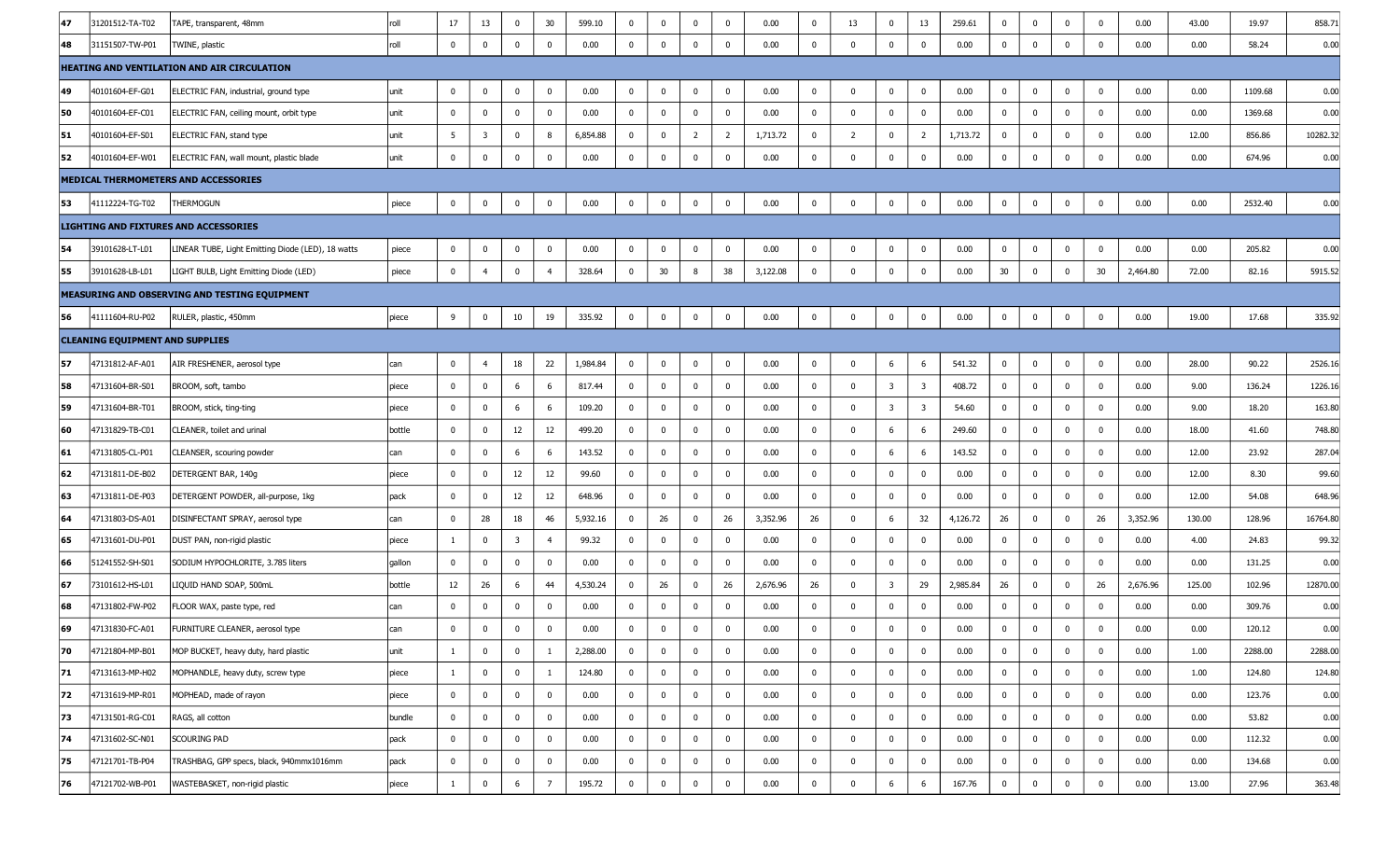| 47 | 31201512-TA-T02 | TAPE, transparent, 48mm | roll | 17 | 13 | 0 | 30 | 599.10 | 0 | 0 | 0 | 0 | 0.00 | 0 | 13 | 0 | 13 | 259.61 | 0 | 0 | 0 | 0 | 0.00 | 43.00 | 19.97 | 858.71 |
|---|---|---|---|---|---|---|---|---|---|---|---|---|---|---|---|---|---|---|---|---|---|---|---|---|---|---|
| 48 | 31151507-TW-P01 | TWINE, plastic | roll | 0 | 0 | 0 | 0 | 0.00 | 0 | 0 | 0 | 0 | 0.00 | 0 | 0 | 0 | 0 | 0.00 | 0 | 0 | 0 | 0 | 0.00 | 0.00 | 58.24 | 0.00 |
| **HEATING AND VENTILATION AND AIR CIRCULATION** | | | | | | | | | | | | | | | | | | | | | | | | | | |
| 49 | 40101604-EF-G01 | ELECTRIC FAN, industrial, ground type | unit | 0 | 0 | 0 | 0 | 0.00 | 0 | 0 | 0 | 0 | 0.00 | 0 | 0 | 0 | 0 | 0.00 | 0 | 0 | 0 | 0 | 0.00 | 0.00 | 1109.68 | 0.00 |
| 50 | 40101604-EF-C01 | ELECTRIC FAN, ceiling mount, orbit type | unit | 0 | 0 | 0 | 0 | 0.00 | 0 | 0 | 0 | 0 | 0.00 | 0 | 0 | 0 | 0 | 0.00 | 0 | 0 | 0 | 0 | 0.00 | 0.00 | 1369.68 | 0.00 |
| 51 | 40101604-EF-S01 | ELECTRIC FAN, stand type | unit | 5 | 3 | 0 | 8 | 6,854.88 | 0 | 0 | 2 | 2 | 1,713.72 | 0 | 2 | 0 | 2 | 1,713.72 | 0 | 0 | 0 | 0 | 0.00 | 12.00 | 856.86 | 10282.32 |
| 52 | 40101604-EF-W01 | ELECTRIC FAN, wall mount, plastic blade | unit | 0 | 0 | 0 | 0 | 0.00 | 0 | 0 | 0 | 0 | 0.00 | 0 | 0 | 0 | 0 | 0.00 | 0 | 0 | 0 | 0 | 0.00 | 0.00 | 674.96 | 0.00 |
| **MEDICAL THERMOMETERS AND ACCESSORIES** | | | | | | | | | | | | | | | | | | | | | | | | | | |
| 53 | 41112224-TG-T02 | THERMOGUN | piece | 0 | 0 | 0 | 0 | 0.00 | 0 | 0 | 0 | 0 | 0.00 | 0 | 0 | 0 | 0 | 0.00 | 0 | 0 | 0 | 0 | 0.00 | 0.00 | 2532.40 | 0.00 |
| **LIGHTING AND FIXTURES AND ACCESSORIES** | | | | | | | | | | | | | | | | | | | | | | | | | | |
| 54 | 39101628-LT-L01 | LINEAR TUBE, Light Emitting Diode (LED), 18 watts | piece | 0 | 0 | 0 | 0 | 0.00 | 0 | 0 | 0 | 0 | 0.00 | 0 | 0 | 0 | 0 | 0.00 | 0 | 0 | 0 | 0 | 0.00 | 0.00 | 205.82 | 0.00 |
| 55 | 39101628-LB-L01 | LIGHT BULB, Light Emitting Diode (LED) | piece | 0 | 4 | 0 | 4 | 328.64 | 0 | 30 | 8 | 38 | 3,122.08 | 0 | 0 | 0 | 0 | 0.00 | 30 | 0 | 0 | 30 | 2,464.80 | 72.00 | 82.16 | 5915.52 |
| **MEASURING AND OBSERVING AND TESTING EQUIPMENT** | | | | | | | | | | | | | | | | | | | | | | | | | | |
| 56 | 41111604-RU-P02 | RULER, plastic, 450mm | piece | 9 | 0 | 10 | 19 | 335.92 | 0 | 0 | 0 | 0 | 0.00 | 0 | 0 | 0 | 0 | 0.00 | 0 | 0 | 0 | 0 | 0.00 | 19.00 | 17.68 | 335.92 |
| **CLEANING EQUIPMENT AND SUPPLIES** | | | | | | | | | | | | | | | | | | | | | | | | | | |
| 57 | 47131812-AF-A01 | AIR FRESHENER, aerosol type | can | 0 | 4 | 18 | 22 | 1,984.84 | 0 | 0 | 0 | 0 | 0.00 | 0 | 0 | 6 | 6 | 541.32 | 0 | 0 | 0 | 0 | 0.00 | 28.00 | 90.22 | 2526.16 |
| 58 | 47131604-BR-S01 | BROOM, soft, tambo | piece | 0 | 0 | 6 | 6 | 817.44 | 0 | 0 | 0 | 0 | 0.00 | 0 | 0 | 3 | 3 | 408.72 | 0 | 0 | 0 | 0 | 0.00 | 9.00 | 136.24 | 1226.16 |
| 59 | 47131604-BR-T01 | BROOM, stick, ting-ting | piece | 0 | 0 | 6 | 6 | 109.20 | 0 | 0 | 0 | 0 | 0.00 | 0 | 0 | 3 | 3 | 54.60 | 0 | 0 | 0 | 0 | 0.00 | 9.00 | 18.20 | 163.80 |
| 60 | 47131829-TB-C01 | CLEANER, toilet and urinal | bottle | 0 | 0 | 12 | 12 | 499.20 | 0 | 0 | 0 | 0 | 0.00 | 0 | 0 | 6 | 6 | 249.60 | 0 | 0 | 0 | 0 | 0.00 | 18.00 | 41.60 | 748.80 |
| 61 | 47131805-CL-P01 | CLEANSER, scouring powder | can | 0 | 0 | 6 | 6 | 143.52 | 0 | 0 | 0 | 0 | 0.00 | 0 | 0 | 6 | 6 | 143.52 | 0 | 0 | 0 | 0 | 0.00 | 12.00 | 23.92 | 287.04 |
| 62 | 47131811-DE-B02 | DETERGENT BAR, 140g | piece | 0 | 0 | 12 | 12 | 99.60 | 0 | 0 | 0 | 0 | 0.00 | 0 | 0 | 0 | 0 | 0.00 | 0 | 0 | 0 | 0 | 0.00 | 12.00 | 8.30 | 99.60 |
| 63 | 47131811-DE-P03 | DETERGENT POWDER, all-purpose, 1kg | pack | 0 | 0 | 12 | 12 | 648.96 | 0 | 0 | 0 | 0 | 0.00 | 0 | 0 | 0 | 0 | 0.00 | 0 | 0 | 0 | 0 | 0.00 | 12.00 | 54.08 | 648.96 |
| 64 | 47131803-DS-A01 | DISINFECTANT SPRAY, aerosol type | can | 0 | 28 | 18 | 46 | 5,932.16 | 0 | 26 | 0 | 26 | 3,352.96 | 26 | 0 | 6 | 32 | 4,126.72 | 26 | 0 | 0 | 26 | 3,352.96 | 130.00 | 128.96 | 16764.80 |
| 65 | 47131601-DU-P01 | DUST PAN, non-rigid plastic | piece | 1 | 0 | 3 | 4 | 99.32 | 0 | 0 | 0 | 0 | 0.00 | 0 | 0 | 0 | 0 | 0.00 | 0 | 0 | 0 | 0 | 0.00 | 4.00 | 24.83 | 99.32 |
| 66 | 51241552-SH-S01 | SODIUM HYPOCHLORITE, 3.785 liters | gallon | 0 | 0 | 0 | 0 | 0.00 | 0 | 0 | 0 | 0 | 0.00 | 0 | 0 | 0 | 0 | 0.00 | 0 | 0 | 0 | 0 | 0.00 | 0.00 | 131.25 | 0.00 |
| 67 | 73101612-HS-L01 | LIQUID HAND SOAP, 500mL | bottle | 12 | 26 | 6 | 44 | 4,530.24 | 0 | 26 | 0 | 26 | 2,676.96 | 26 | 0 | 3 | 29 | 2,985.84 | 26 | 0 | 0 | 26 | 2,676.96 | 125.00 | 102.96 | 12870.00 |
| 68 | 47131802-FW-P02 | FLOOR WAX, paste type, red | can | 0 | 0 | 0 | 0 | 0.00 | 0 | 0 | 0 | 0 | 0.00 | 0 | 0 | 0 | 0 | 0.00 | 0 | 0 | 0 | 0 | 0.00 | 0.00 | 309.76 | 0.00 |
| 69 | 47131830-FC-A01 | FURNITURE CLEANER, aerosol type | can | 0 | 0 | 0 | 0 | 0.00 | 0 | 0 | 0 | 0 | 0.00 | 0 | 0 | 0 | 0 | 0.00 | 0 | 0 | 0 | 0 | 0.00 | 0.00 | 120.12 | 0.00 |
| 70 | 47121804-MP-B01 | MOP BUCKET, heavy duty, hard plastic | unit | 1 | 0 | 0 | 1 | 2,288.00 | 0 | 0 | 0 | 0 | 0.00 | 0 | 0 | 0 | 0 | 0.00 | 0 | 0 | 0 | 0 | 0.00 | 1.00 | 2288.00 | 2288.00 |
| 71 | 47131613-MP-H02 | MOPHANDLE, heavy duty, screw type | piece | 1 | 0 | 0 | 1 | 124.80 | 0 | 0 | 0 | 0 | 0.00 | 0 | 0 | 0 | 0 | 0.00 | 0 | 0 | 0 | 0 | 0.00 | 1.00 | 124.80 | 124.80 |
| 72 | 47131619-MP-R01 | MOPHEAD, made of rayon | piece | 0 | 0 | 0 | 0 | 0.00 | 0 | 0 | 0 | 0 | 0.00 | 0 | 0 | 0 | 0 | 0.00 | 0 | 0 | 0 | 0 | 0.00 | 0.00 | 123.76 | 0.00 |
| 73 | 47131501-RG-C01 | RAGS, all cotton | bundle | 0 | 0 | 0 | 0 | 0.00 | 0 | 0 | 0 | 0 | 0.00 | 0 | 0 | 0 | 0 | 0.00 | 0 | 0 | 0 | 0 | 0.00 | 0.00 | 53.82 | 0.00 |
| 74 | 47131602-SC-N01 | SCOURING PAD | pack | 0 | 0 | 0 | 0 | 0.00 | 0 | 0 | 0 | 0 | 0.00 | 0 | 0 | 0 | 0 | 0.00 | 0 | 0 | 0 | 0 | 0.00 | 0.00 | 112.32 | 0.00 |
| 75 | 47121701-TB-P04 | TRASHBAG, GPP specs, black, 940mmx1016mm | pack | 0 | 0 | 0 | 0 | 0.00 | 0 | 0 | 0 | 0 | 0.00 | 0 | 0 | 0 | 0 | 0.00 | 0 | 0 | 0 | 0 | 0.00 | 0.00 | 134.68 | 0.00 |
| 76 | 47121702-WB-P01 | WASTEBASKET, non-rigid plastic | piece | 1 | 0 | 6 | 7 | 195.72 | 0 | 0 | 0 | 0 | 0.00 | 0 | 0 | 6 | 6 | 167.76 | 0 | 0 | 0 | 0 | 0.00 | 13.00 | 27.96 | 363.48 |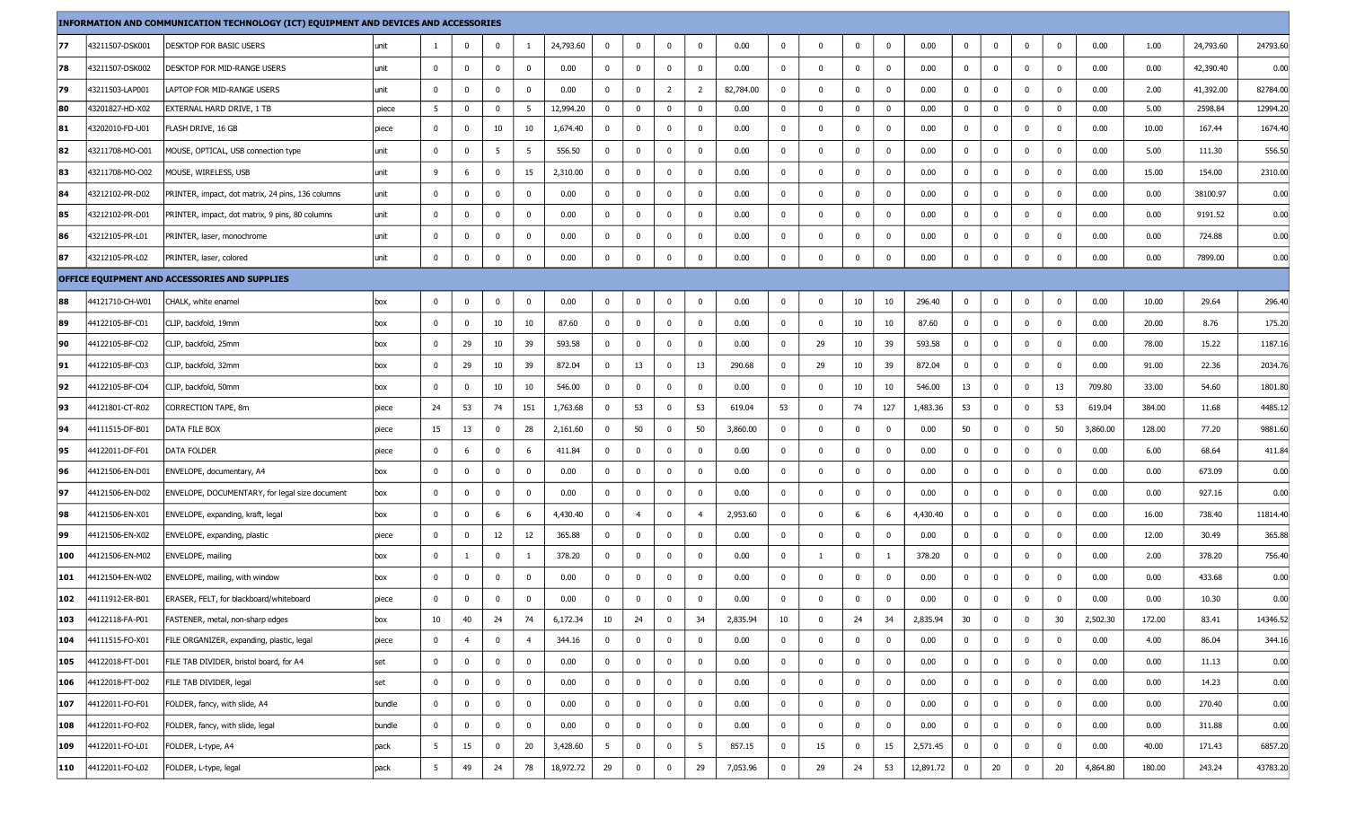| | | | | | | | | | | | | | | | | | | | | | | | | | | | | | |
|---|---|---|---|---|---|---|---|---|---|---|---|---|---|---|---|---|---|---|---|---|---|---|---|---|---|---|---|---|---|
| **INFORMATION AND COMMUNICATION TECHNOLOGY (ICT) EQUIPMENT AND DEVICES AND ACCESSORIES** | | | | | | | | | | | | | | | | | | | | | | | | | | | | | |
| 77 | 43211507-DSK001 | DESKTOP FOR BASIC USERS | unit | 1 | 0 | 0 | 1 | 24,793.60 | 0 | 0 | 0 | 0 | 0.00 | 0 | 0 | 0 | 0 | 0.00 | 0 | 0 | 0 | 0 | 0.00 | 1.00 | 24,793.60 | 24793.60 |
| 78 | 43211507-DSK002 | DESKTOP FOR MID-RANGE USERS | unit | 0 | 0 | 0 | 0 | 0.00 | 0 | 0 | 0 | 0 | 0.00 | 0 | 0 | 0 | 0 | 0.00 | 0 | 0 | 0 | 0 | 0.00 | 0.00 | 42,390.40 | 0.00 |
| 79 | 43211503-LAP001 | LAPTOP FOR MID-RANGE USERS | unit | 0 | 0 | 0 | 0 | 0.00 | 0 | 0 | 2 | 2 | 82,784.00 | 0 | 0 | 0 | 0 | 0.00 | 0 | 0 | 0 | 0 | 0.00 | 2.00 | 41,392.00 | 82784.00 |
| 80 | 43201827-HD-X02 | EXTERNAL HARD DRIVE, 1 TB | piece | 5 | 0 | 0 | 5 | 12,994.20 | 0 | 0 | 0 | 0 | 0.00 | 0 | 0 | 0 | 0 | 0.00 | 0 | 0 | 0 | 0 | 0.00 | 5.00 | 2598.84 | 12994.20 |
| 81 | 43202010-FD-U01 | FLASH DRIVE, 16 GB | piece | 0 | 0 | 10 | 10 | 1,674.40 | 0 | 0 | 0 | 0 | 0.00 | 0 | 0 | 0 | 0 | 0.00 | 0 | 0 | 0 | 0 | 0.00 | 10.00 | 167.44 | 1674.40 |
| 82 | 43211708-MO-O01 | MOUSE, OPTICAL, USB connection type | unit | 0 | 0 | 5 | 5 | 556.50 | 0 | 0 | 0 | 0 | 0.00 | 0 | 0 | 0 | 0 | 0.00 | 0 | 0 | 0 | 0 | 0.00 | 5.00 | 111.30 | 556.50 |
| 83 | 43211708-MO-O02 | MOUSE, WIRELESS, USB | unit | 9 | 6 | 0 | 15 | 2,310.00 | 0 | 0 | 0 | 0 | 0.00 | 0 | 0 | 0 | 0 | 0.00 | 0 | 0 | 0 | 0 | 0.00 | 15.00 | 154.00 | 2310.00 |
| 84 | 43212102-PR-D02 | PRINTER, impact, dot matrix, 24 pins, 136 columns | unit | 0 | 0 | 0 | 0 | 0.00 | 0 | 0 | 0 | 0 | 0.00 | 0 | 0 | 0 | 0 | 0.00 | 0 | 0 | 0 | 0 | 0.00 | 0.00 | 38100.97 | 0.00 |
| 85 | 43212102-PR-D01 | PRINTER, impact, dot matrix, 9 pins, 80 columns | unit | 0 | 0 | 0 | 0 | 0.00 | 0 | 0 | 0 | 0 | 0.00 | 0 | 0 | 0 | 0 | 0.00 | 0 | 0 | 0 | 0 | 0.00 | 0.00 | 9191.52 | 0.00 |
| 86 | 43212105-PR-L01 | PRINTER, laser, monochrome | unit | 0 | 0 | 0 | 0 | 0.00 | 0 | 0 | 0 | 0 | 0.00 | 0 | 0 | 0 | 0 | 0.00 | 0 | 0 | 0 | 0 | 0.00 | 0.00 | 724.88 | 0.00 |
| 87 | 43212105-PR-L02 | PRINTER, laser, colored | unit | 0 | 0 | 0 | 0 | 0.00 | 0 | 0 | 0 | 0 | 0.00 | 0 | 0 | 0 | 0 | 0.00 | 0 | 0 | 0 | 0 | 0.00 | 0.00 | 7899.00 | 0.00 |
| **OFFICE EQUIPMENT AND ACCESSORIES AND SUPPLIES** | | | | | | | | | | | | | | | | | | | | | | | | | | | | | |
| 88 | 44121710-CH-W01 | CHALK, white enamel | box | 0 | 0 | 0 | 0 | 0.00 | 0 | 0 | 0 | 0 | 0.00 | 0 | 0 | 10 | 10 | 296.40 | 0 | 0 | 0 | 0 | 0.00 | 10.00 | 29.64 | 296.40 |
| 89 | 44122105-BF-C01 | CLIP, backfold, 19mm | box | 0 | 0 | 10 | 10 | 87.60 | 0 | 0 | 0 | 0 | 0.00 | 0 | 0 | 10 | 10 | 87.60 | 0 | 0 | 0 | 0 | 0.00 | 20.00 | 8.76 | 175.20 |
| 90 | 44122105-BF-C02 | CLIP, backfold, 25mm | box | 0 | 29 | 10 | 39 | 593.58 | 0 | 0 | 0 | 0 | 0.00 | 0 | 29 | 10 | 39 | 593.58 | 0 | 0 | 0 | 0 | 0.00 | 78.00 | 15.22 | 1187.16 |
| 91 | 44122105-BF-C03 | CLIP, backfold, 32mm | box | 0 | 29 | 10 | 39 | 872.04 | 0 | 13 | 0 | 13 | 290.68 | 0 | 29 | 10 | 39 | 872.04 | 0 | 0 | 0 | 0 | 0.00 | 91.00 | 22.36 | 2034.76 |
| 92 | 44122105-BF-C04 | CLIP, backfold, 50mm | box | 0 | 0 | 10 | 10 | 546.00 | 0 | 0 | 0 | 0 | 0.00 | 0 | 0 | 10 | 10 | 546.00 | 13 | 0 | 0 | 13 | 709.80 | 33.00 | 54.60 | 1801.80 |
| 93 | 44121801-CT-R02 | CORRECTION TAPE, 8m | piece | 24 | 53 | 74 | 151 | 1,763.68 | 0 | 53 | 0 | 53 | 619.04 | 53 | 0 | 74 | 127 | 1,483.36 | 53 | 0 | 0 | 53 | 619.04 | 384.00 | 11.68 | 4485.12 |
| 94 | 44111515-DF-B01 | DATA FILE BOX | piece | 15 | 13 | 0 | 28 | 2,161.60 | 0 | 50 | 0 | 50 | 3,860.00 | 0 | 0 | 0 | 0 | 0.00 | 50 | 0 | 0 | 50 | 3,860.00 | 128.00 | 77.20 | 9881.60 |
| 95 | 44122011-DF-F01 | DATA FOLDER | piece | 0 | 6 | 0 | 6 | 411.84 | 0 | 0 | 0 | 0 | 0.00 | 0 | 0 | 0 | 0 | 0.00 | 0 | 0 | 0 | 0 | 0.00 | 6.00 | 68.64 | 411.84 |
| 96 | 44121506-EN-D01 | ENVELOPE, documentary, A4 | box | 0 | 0 | 0 | 0 | 0.00 | 0 | 0 | 0 | 0 | 0.00 | 0 | 0 | 0 | 0 | 0.00 | 0 | 0 | 0 | 0 | 0.00 | 0.00 | 673.09 | 0.00 |
| 97 | 44121506-EN-D02 | ENVELOPE, DOCUMENTARY, for legal size document | box | 0 | 0 | 0 | 0 | 0.00 | 0 | 0 | 0 | 0 | 0.00 | 0 | 0 | 0 | 0 | 0.00 | 0 | 0 | 0 | 0 | 0.00 | 0.00 | 927.16 | 0.00 |
| 98 | 44121506-EN-X01 | ENVELOPE, expanding, kraft, legal | box | 0 | 0 | 6 | 6 | 4,430.40 | 0 | 4 | 0 | 4 | 2,953.60 | 0 | 0 | 6 | 6 | 4,430.40 | 0 | 0 | 0 | 0 | 0.00 | 16.00 | 738.40 | 11814.40 |
| 99 | 44121506-EN-X02 | ENVELOPE, expanding, plastic | piece | 0 | 0 | 12 | 12 | 365.88 | 0 | 0 | 0 | 0 | 0.00 | 0 | 0 | 0 | 0 | 0.00 | 0 | 0 | 0 | 0 | 0.00 | 12.00 | 30.49 | 365.88 |
| 100 | 44121506-EN-M02 | ENVELOPE, mailing | box | 0 | 1 | 0 | 1 | 378.20 | 0 | 0 | 0 | 0 | 0.00 | 0 | 1 | 0 | 1 | 378.20 | 0 | 0 | 0 | 0 | 0.00 | 2.00 | 378.20 | 756.40 |
| 101 | 44121504-EN-W02 | ENVELOPE, mailing, with window | box | 0 | 0 | 0 | 0 | 0.00 | 0 | 0 | 0 | 0 | 0.00 | 0 | 0 | 0 | 0 | 0.00 | 0 | 0 | 0 | 0 | 0.00 | 0.00 | 433.68 | 0.00 |
| 102 | 44111912-ER-B01 | ERASER, FELT, for blackboard/whiteboard | piece | 0 | 0 | 0 | 0 | 0.00 | 0 | 0 | 0 | 0 | 0.00 | 0 | 0 | 0 | 0 | 0.00 | 0 | 0 | 0 | 0 | 0.00 | 0.00 | 10.30 | 0.00 |
| 103 | 44122118-FA-P01 | FASTENER, metal, non-sharp edges | box | 10 | 40 | 24 | 74 | 6,172.34 | 10 | 24 | 0 | 34 | 2,835.94 | 10 | 0 | 24 | 34 | 2,835.94 | 30 | 0 | 0 | 30 | 2,502.30 | 172.00 | 83.41 | 14346.52 |
| 104 | 44111515-FO-X01 | FILE ORGANIZER, expanding, plastic, legal | piece | 0 | 4 | 0 | 4 | 344.16 | 0 | 0 | 0 | 0 | 0.00 | 0 | 0 | 0 | 0 | 0.00 | 0 | 0 | 0 | 0 | 0.00 | 4.00 | 86.04 | 344.16 |
| 105 | 44122018-FT-D01 | FILE TAB DIVIDER, bristol board, for A4 | set | 0 | 0 | 0 | 0 | 0.00 | 0 | 0 | 0 | 0 | 0.00 | 0 | 0 | 0 | 0 | 0.00 | 0 | 0 | 0 | 0 | 0.00 | 0.00 | 11.13 | 0.00 |
| 106 | 44122018-FT-D02 | FILE TAB DIVIDER, legal | set | 0 | 0 | 0 | 0 | 0.00 | 0 | 0 | 0 | 0 | 0.00 | 0 | 0 | 0 | 0 | 0.00 | 0 | 0 | 0 | 0 | 0.00 | 0.00 | 14.23 | 0.00 |
| 107 | 44122011-FO-F01 | FOLDER, fancy, with slide, A4 | bundle | 0 | 0 | 0 | 0 | 0.00 | 0 | 0 | 0 | 0 | 0.00 | 0 | 0 | 0 | 0 | 0.00 | 0 | 0 | 0 | 0 | 0.00 | 0.00 | 270.40 | 0.00 |
| 108 | 44122011-FO-F02 | FOLDER, fancy, with slide, legal | bundle | 0 | 0 | 0 | 0 | 0.00 | 0 | 0 | 0 | 0 | 0.00 | 0 | 0 | 0 | 0 | 0.00 | 0 | 0 | 0 | 0 | 0.00 | 0.00 | 311.88 | 0.00 |
| 109 | 44122011-FO-L01 | FOLDER, L-type, A4 | pack | 5 | 15 | 0 | 20 | 3,428.60 | 5 | 0 | 0 | 5 | 857.15 | 0 | 15 | 0 | 15 | 2,571.45 | 0 | 0 | 0 | 0 | 0.00 | 40.00 | 171.43 | 6857.20 |
| 110 | 44122011-FO-L02 | FOLDER, L-type, legal | pack | 5 | 49 | 24 | 78 | 18,972.72 | 29 | 0 | 0 | 29 | 7,053.96 | 0 | 29 | 24 | 53 | 12,891.72 | 0 | 20 | 0 | 20 | 4,864.80 | 180.00 | 243.24 | 43783.20 |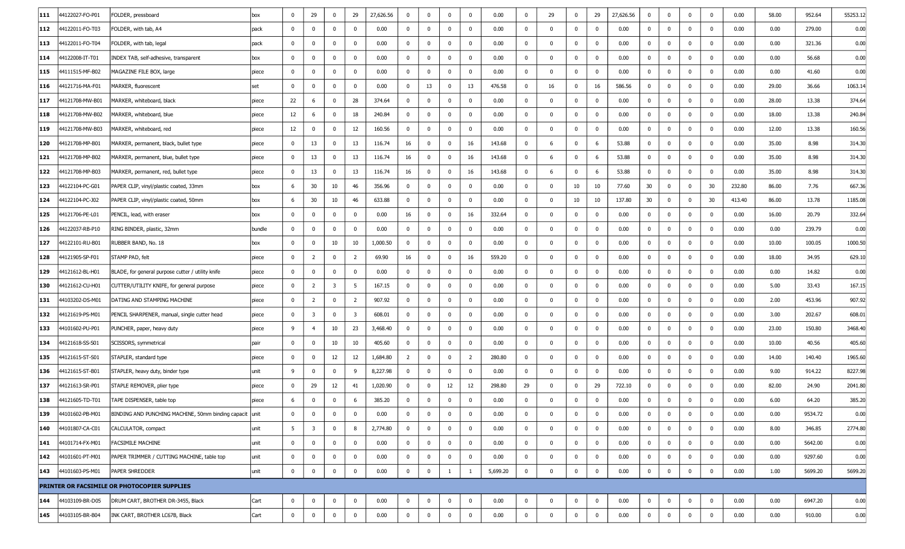| 111 | 44122027-FO-P01 | FOLDER, pressboard | box | 0 | 29 | 0 | 29 | 27,626.56 | 0 | 0 | 0 | 0 | 0.00 | 0 | 29 | 0 | 29 | 27,626.56 | 0 | 0 | 0 | 0 | 0.00 | 58.00 | 952.64 | 55253.12 |
|---|---|---|---|---|---|---|---|---|---|---|---|---|---|---|---|---|---|---|---|---|---|---|---|---|---|---|
| 112 | 44122011-FO-T03 | FOLDER, with tab, A4 | pack | 0 | 0 | 0 | 0 | 0.00 | 0 | 0 | 0 | 0 | 0.00 | 0 | 0 | 0 | 0 | 0.00 | 0 | 0 | 0 | 0 | 0.00 | 0.00 | 279.00 | 0.00 |
| 113 | 44122011-FO-T04 | FOLDER, with tab, legal | pack | 0 | 0 | 0 | 0 | 0.00 | 0 | 0 | 0 | 0 | 0.00 | 0 | 0 | 0 | 0 | 0.00 | 0 | 0 | 0 | 0 | 0.00 | 0.00 | 321.36 | 0.00 |
| 114 | 44122008-IT-T01 | INDEX TAB, self-adhesive, transparent | box | 0 | 0 | 0 | 0 | 0.00 | 0 | 0 | 0 | 0 | 0.00 | 0 | 0 | 0 | 0 | 0.00 | 0 | 0 | 0 | 0 | 0.00 | 0.00 | 56.68 | 0.00 |
| 115 | 44111515-MF-B02 | MAGAZINE FILE BOX, large | piece | 0 | 0 | 0 | 0 | 0.00 | 0 | 0 | 0 | 0 | 0.00 | 0 | 0 | 0 | 0 | 0.00 | 0 | 0 | 0 | 0 | 0.00 | 0.00 | 41.60 | 0.00 |
| 116 | 44121716-MA-F01 | MARKER, fluorescent | set | 0 | 0 | 0 | 0 | 0.00 | 0 | 13 | 0 | 13 | 476.58 | 0 | 16 | 0 | 16 | 586.56 | 0 | 0 | 0 | 0 | 0.00 | 29.00 | 36.66 | 1063.14 |
| 117 | 44121708-MW-B01 | MARKER, whiteboard, black | piece | 22 | 6 | 0 | 28 | 374.64 | 0 | 0 | 0 | 0 | 0.00 | 0 | 0 | 0 | 0 | 0.00 | 0 | 0 | 0 | 0 | 0.00 | 28.00 | 13.38 | 374.64 |
| 118 | 44121708-MW-B02 | MARKER, whiteboard, blue | piece | 12 | 6 | 0 | 18 | 240.84 | 0 | 0 | 0 | 0 | 0.00 | 0 | 0 | 0 | 0 | 0.00 | 0 | 0 | 0 | 0 | 0.00 | 18.00 | 13.38 | 240.84 |
| 119 | 44121708-MW-B03 | MARKER, whiteboard, red | piece | 12 | 0 | 0 | 12 | 160.56 | 0 | 0 | 0 | 0 | 0.00 | 0 | 0 | 0 | 0 | 0.00 | 0 | 0 | 0 | 0 | 0.00 | 12.00 | 13.38 | 160.56 |
| 120 | 44121708-MP-B01 | MARKER, permanent, black, bullet type | piece | 0 | 13 | 0 | 13 | 116.74 | 16 | 0 | 0 | 16 | 143.68 | 0 | 6 | 0 | 6 | 53.88 | 0 | 0 | 0 | 0 | 0.00 | 35.00 | 8.98 | 314.30 |
| 121 | 44121708-MP-B02 | MARKER, permanent, blue, bullet type | piece | 0 | 13 | 0 | 13 | 116.74 | 16 | 0 | 0 | 16 | 143.68 | 0 | 6 | 0 | 6 | 53.88 | 0 | 0 | 0 | 0 | 0.00 | 35.00 | 8.98 | 314.30 |
| 122 | 44121708-MP-B03 | MARKER, permanent, red, bullet type | piece | 0 | 13 | 0 | 13 | 116.74 | 16 | 0 | 0 | 16 | 143.68 | 0 | 6 | 0 | 6 | 53.88 | 0 | 0 | 0 | 0 | 0.00 | 35.00 | 8.98 | 314.30 |
| 123 | 44122104-PC-G01 | PAPER CLIP, vinyl/plastic coated, 33mm | box | 6 | 30 | 10 | 46 | 356.96 | 0 | 0 | 0 | 0 | 0.00 | 0 | 0 | 10 | 10 | 77.60 | 30 | 0 | 0 | 30 | 232.80 | 86.00 | 7.76 | 667.36 |
| 124 | 44122104-PC-J02 | PAPER CLIP, vinyl/plastic coated, 50mm | box | 6 | 30 | 10 | 46 | 633.88 | 0 | 0 | 0 | 0 | 0.00 | 0 | 0 | 10 | 10 | 137.80 | 30 | 0 | 0 | 30 | 413.40 | 86.00 | 13.78 | 1185.08 |
| 125 | 44121706-PE-L01 | PENCIL, lead, with eraser | box | 0 | 0 | 0 | 0 | 0.00 | 16 | 0 | 0 | 16 | 332.64 | 0 | 0 | 0 | 0 | 0.00 | 0 | 0 | 0 | 0 | 0.00 | 16.00 | 20.79 | 332.64 |
| 126 | 44122037-RB-P10 | RING BINDER, plastic, 32mm | bundle | 0 | 0 | 0 | 0 | 0.00 | 0 | 0 | 0 | 0 | 0.00 | 0 | 0 | 0 | 0 | 0.00 | 0 | 0 | 0 | 0 | 0.00 | 0.00 | 239.79 | 0.00 |
| 127 | 44122101-RU-B01 | RUBBER BAND, No. 18 | box | 0 | 0 | 10 | 10 | 1,000.50 | 0 | 0 | 0 | 0 | 0.00 | 0 | 0 | 0 | 0 | 0.00 | 0 | 0 | 0 | 0 | 0.00 | 10.00 | 100.05 | 1000.50 |
| 128 | 44121905-SP-F01 | STAMP PAD, felt | piece | 0 | 2 | 0 | 2 | 69.90 | 16 | 0 | 0 | 16 | 559.20 | 0 | 0 | 0 | 0 | 0.00 | 0 | 0 | 0 | 0 | 0.00 | 18.00 | 34.95 | 629.10 |
| 129 | 44121612-BL-H01 | BLADE, for general purpose cutter / utility knife | piece | 0 | 0 | 0 | 0 | 0.00 | 0 | 0 | 0 | 0 | 0.00 | 0 | 0 | 0 | 0 | 0.00 | 0 | 0 | 0 | 0 | 0.00 | 0.00 | 14.82 | 0.00 |
| 130 | 44121612-CU-H01 | CUTTER/UTILITY KNIFE, for general purpose | piece | 0 | 2 | 3 | 5 | 167.15 | 0 | 0 | 0 | 0 | 0.00 | 0 | 0 | 0 | 0 | 0.00 | 0 | 0 | 0 | 0 | 0.00 | 5.00 | 33.43 | 167.15 |
| 131 | 44103202-DS-M01 | DATING AND STAMPING MACHINE | piece | 0 | 2 | 0 | 2 | 907.92 | 0 | 0 | 0 | 0 | 0.00 | 0 | 0 | 0 | 0 | 0.00 | 0 | 0 | 0 | 0 | 0.00 | 2.00 | 453.96 | 907.92 |
| 132 | 44121619-PS-M01 | PENCIL SHARPENER, manual, single cutter head | piece | 0 | 3 | 0 | 3 | 608.01 | 0 | 0 | 0 | 0 | 0.00 | 0 | 0 | 0 | 0 | 0.00 | 0 | 0 | 0 | 0 | 0.00 | 3.00 | 202.67 | 608.01 |
| 133 | 44101602-PU-P01 | PUNCHER, paper, heavy duty | piece | 9 | 4 | 10 | 23 | 3,468.40 | 0 | 0 | 0 | 0 | 0.00 | 0 | 0 | 0 | 0 | 0.00 | 0 | 0 | 0 | 0 | 0.00 | 23.00 | 150.80 | 3468.40 |
| 134 | 44121618-SS-S01 | SCISSORS, symmetrical | pair | 0 | 0 | 10 | 10 | 405.60 | 0 | 0 | 0 | 0 | 0.00 | 0 | 0 | 0 | 0 | 0.00 | 0 | 0 | 0 | 0 | 0.00 | 10.00 | 40.56 | 405.60 |
| 135 | 44121615-ST-S01 | STAPLER, standard type | piece | 0 | 0 | 12 | 12 | 1,684.80 | 2 | 0 | 0 | 2 | 280.80 | 0 | 0 | 0 | 0 | 0.00 | 0 | 0 | 0 | 0 | 0.00 | 14.00 | 140.40 | 1965.60 |
| 136 | 44121615-ST-B01 | STAPLER, heavy duty, binder type | unit | 9 | 0 | 0 | 9 | 8,227.98 | 0 | 0 | 0 | 0 | 0.00 | 0 | 0 | 0 | 0 | 0.00 | 0 | 0 | 0 | 0 | 0.00 | 9.00 | 914.22 | 8227.98 |
| 137 | 44121613-SR-P01 | STAPLE REMOVER, plier type | piece | 0 | 29 | 12 | 41 | 1,020.90 | 0 | 0 | 12 | 12 | 298.80 | 29 | 0 | 0 | 29 | 722.10 | 0 | 0 | 0 | 0 | 0.00 | 82.00 | 24.90 | 2041.80 |
| 138 | 44121605-TD-T01 | TAPE DISPENSER, table top | piece | 6 | 0 | 0 | 6 | 385.20 | 0 | 0 | 0 | 0 | 0.00 | 0 | 0 | 0 | 0 | 0.00 | 0 | 0 | 0 | 0 | 0.00 | 6.00 | 64.20 | 385.20 |
| 139 | 44101602-PB-M01 | BINDING AND PUNCHING MACHINE, 50mm binding capacit | unit | 0 | 0 | 0 | 0 | 0.00 | 0 | 0 | 0 | 0 | 0.00 | 0 | 0 | 0 | 0 | 0.00 | 0 | 0 | 0 | 0 | 0.00 | 0.00 | 9534.72 | 0.00 |
| 140 | 44101807-CA-C01 | CALCULATOR, compact | unit | 5 | 3 | 0 | 8 | 2,774.80 | 0 | 0 | 0 | 0 | 0.00 | 0 | 0 | 0 | 0 | 0.00 | 0 | 0 | 0 | 0 | 0.00 | 8.00 | 346.85 | 2774.80 |
| 141 | 44101714-FX-M01 | FACSIMILE MACHINE | unit | 0 | 0 | 0 | 0 | 0.00 | 0 | 0 | 0 | 0 | 0.00 | 0 | 0 | 0 | 0 | 0.00 | 0 | 0 | 0 | 0 | 0.00 | 0.00 | 5642.00 | 0.00 |
| 142 | 44101601-PT-M01 | PAPER TRIMMER / CUTTING MACHINE, table top | unit | 0 | 0 | 0 | 0 | 0.00 | 0 | 0 | 0 | 0 | 0.00 | 0 | 0 | 0 | 0 | 0.00 | 0 | 0 | 0 | 0 | 0.00 | 0.00 | 9297.60 | 0.00 |
| 143 | 44101603-PS-M01 | PAPER SHREDDER | unit | 0 | 0 | 0 | 0 | 0.00 | 0 | 0 | 1 | 1 | 5,699.20 | 0 | 0 | 0 | 0 | 0.00 | 0 | 0 | 0 | 0 | 0.00 | 1.00 | 5699.20 | 5699.20 |
| **PRINTER OR FACSIMILE OR PHOTOCOPIER SUPPLIES** | | | | | | | | | | | | | | | | | | | | | | | | | | |
| 144 | 44103109-BR-D05 | DRUM CART, BROTHER DR-3455, Black | Cart | 0 | 0 | 0 | 0 | 0.00 | 0 | 0 | 0 | 0 | 0.00 | 0 | 0 | 0 | 0 | 0.00 | 0 | 0 | 0 | 0 | 0.00 | 0.00 | 6947.20 | 0.00 |
| 145 | 44103105-BR-B04 | INK CART, BROTHER LC67B, Black | Cart | 0 | 0 | 0 | 0 | 0.00 | 0 | 0 | 0 | 0 | 0.00 | 0 | 0 | 0 | 0 | 0.00 | 0 | 0 | 0 | 0 | 0.00 | 0.00 | 910.00 | 0.00 |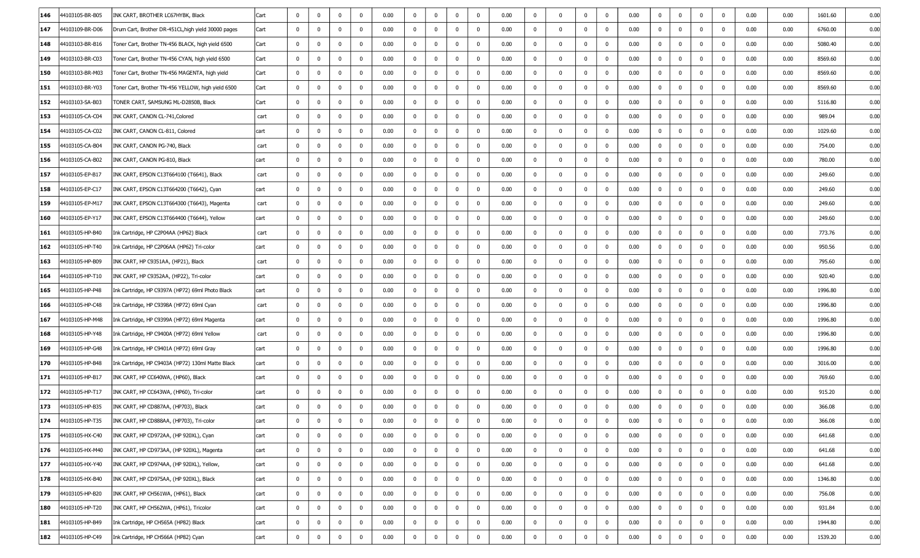| 146 | 44103105-BR-B05 | INK CART, BROTHER LC67HYBK, Black | Cart | 0 | 0 | 0 | 0 | 0.00 | 0 | 0 | 0 | 0 | 0.00 | 0 | 0 | 0 | 0 | 0.00 | 0 | 0 | 0 | 0 | 0.00 | 0.00 | 1601.60 | 0.00 |
|---|---|---|---|---|---|---|---|---|---|---|---|---|---|---|---|---|---|---|---|---|---|---|---|---|---|---|
| 147 | 44103109-BR-D06 | Drum Cart, Brother DR-451CL,high yield 30000 pages | Cart | 0 | 0 | 0 | 0 | 0.00 | 0 | 0 | 0 | 0 | 0.00 | 0 | 0 | 0 | 0 | 0.00 | 0 | 0 | 0 | 0 | 0.00 | 0.00 | 6760.00 | 0.00 |
| 148 | 44103103-BR-B16 | Toner Cart, Brother TN-456 BLACK, high yield 6500 | Cart | 0 | 0 | 0 | 0 | 0.00 | 0 | 0 | 0 | 0 | 0.00 | 0 | 0 | 0 | 0 | 0.00 | 0 | 0 | 0 | 0 | 0.00 | 0.00 | 5080.40 | 0.00 |
| 149 | 44103103-BR-C03 | Toner Cart, Brother TN-456 CYAN, high yield 6500 | Cart | 0 | 0 | 0 | 0 | 0.00 | 0 | 0 | 0 | 0 | 0.00 | 0 | 0 | 0 | 0 | 0.00 | 0 | 0 | 0 | 0 | 0.00 | 0.00 | 8569.60 | 0.00 |
| 150 | 44103103-BR-M03 | Toner Cart, Brother TN-456 MAGENTA, high yield | Cart | 0 | 0 | 0 | 0 | 0.00 | 0 | 0 | 0 | 0 | 0.00 | 0 | 0 | 0 | 0 | 0.00 | 0 | 0 | 0 | 0 | 0.00 | 0.00 | 8569.60 | 0.00 |
| 151 | 44103103-BR-Y03 | Toner Cart, Brother TN-456 YELLOW, high yield 6500 | Cart | 0 | 0 | 0 | 0 | 0.00 | 0 | 0 | 0 | 0 | 0.00 | 0 | 0 | 0 | 0 | 0.00 | 0 | 0 | 0 | 0 | 0.00 | 0.00 | 8569.60 | 0.00 |
| 152 | 44103103-SA-B03 | TONER CART, SAMSUNG ML-D2850B, Black | Cart | 0 | 0 | 0 | 0 | 0.00 | 0 | 0 | 0 | 0 | 0.00 | 0 | 0 | 0 | 0 | 0.00 | 0 | 0 | 0 | 0 | 0.00 | 0.00 | 5116.80 | 0.00 |
| 153 | 44103105-CA-C04 | INK CART, CANON CL-741,Colored | cart | 0 | 0 | 0 | 0 | 0.00 | 0 | 0 | 0 | 0 | 0.00 | 0 | 0 | 0 | 0 | 0.00 | 0 | 0 | 0 | 0 | 0.00 | 0.00 | 989.04 | 0.00 |
| 154 | 44103105-CA-C02 | INK CART, CANON CL-811, Colored | cart | 0 | 0 | 0 | 0 | 0.00 | 0 | 0 | 0 | 0 | 0.00 | 0 | 0 | 0 | 0 | 0.00 | 0 | 0 | 0 | 0 | 0.00 | 0.00 | 1029.60 | 0.00 |
| 155 | 44103105-CA-B04 | INK CART, CANON PG-740, Black | cart | 0 | 0 | 0 | 0 | 0.00 | 0 | 0 | 0 | 0 | 0.00 | 0 | 0 | 0 | 0 | 0.00 | 0 | 0 | 0 | 0 | 0.00 | 0.00 | 754.00 | 0.00 |
| 156 | 44103105-CA-B02 | INK CART, CANON PG-810, Black | cart | 0 | 0 | 0 | 0 | 0.00 | 0 | 0 | 0 | 0 | 0.00 | 0 | 0 | 0 | 0 | 0.00 | 0 | 0 | 0 | 0 | 0.00 | 0.00 | 780.00 | 0.00 |
| 157 | 44103105-EP-B17 | INK CART, EPSON C13T664100 (T6641), Black | cart | 0 | 0 | 0 | 0 | 0.00 | 0 | 0 | 0 | 0 | 0.00 | 0 | 0 | 0 | 0 | 0.00 | 0 | 0 | 0 | 0 | 0.00 | 0.00 | 249.60 | 0.00 |
| 158 | 44103105-EP-C17 | INK CART, EPSON C13T664200 (T6642), Cyan | cart | 0 | 0 | 0 | 0 | 0.00 | 0 | 0 | 0 | 0 | 0.00 | 0 | 0 | 0 | 0 | 0.00 | 0 | 0 | 0 | 0 | 0.00 | 0.00 | 249.60 | 0.00 |
| 159 | 44103105-EP-M17 | INK CART, EPSON C13T664300 (T6643), Magenta | cart | 0 | 0 | 0 | 0 | 0.00 | 0 | 0 | 0 | 0 | 0.00 | 0 | 0 | 0 | 0 | 0.00 | 0 | 0 | 0 | 0 | 0.00 | 0.00 | 249.60 | 0.00 |
| 160 | 44103105-EP-Y17 | INK CART, EPSON C13T664400 (T6644), Yellow | cart | 0 | 0 | 0 | 0 | 0.00 | 0 | 0 | 0 | 0 | 0.00 | 0 | 0 | 0 | 0 | 0.00 | 0 | 0 | 0 | 0 | 0.00 | 0.00 | 249.60 | 0.00 |
| 161 | 44103105-HP-B40 | Ink Cartridge, HP C2P04AA (HP62) Black | cart | 0 | 0 | 0 | 0 | 0.00 | 0 | 0 | 0 | 0 | 0.00 | 0 | 0 | 0 | 0 | 0.00 | 0 | 0 | 0 | 0 | 0.00 | 0.00 | 773.76 | 0.00 |
| 162 | 44103105-HP-T40 | Ink Cartridge, HP C2P06AA (HP62) Tri-color | cart | 0 | 0 | 0 | 0 | 0.00 | 0 | 0 | 0 | 0 | 0.00 | 0 | 0 | 0 | 0 | 0.00 | 0 | 0 | 0 | 0 | 0.00 | 0.00 | 950.56 | 0.00 |
| 163 | 44103105-HP-B09 | INK CART, HP C9351AA, (HP21), Black | cart | 0 | 0 | 0 | 0 | 0.00 | 0 | 0 | 0 | 0 | 0.00 | 0 | 0 | 0 | 0 | 0.00 | 0 | 0 | 0 | 0 | 0.00 | 0.00 | 795.60 | 0.00 |
| 164 | 44103105-HP-T10 | INK CART, HP C9352AA, (HP22), Tri-color | cart | 0 | 0 | 0 | 0 | 0.00 | 0 | 0 | 0 | 0 | 0.00 | 0 | 0 | 0 | 0 | 0.00 | 0 | 0 | 0 | 0 | 0.00 | 0.00 | 920.40 | 0.00 |
| 165 | 44103105-HP-P48 | Ink Cartridge, HP C9397A (HP72) 69ml Photo Black | cart | 0 | 0 | 0 | 0 | 0.00 | 0 | 0 | 0 | 0 | 0.00 | 0 | 0 | 0 | 0 | 0.00 | 0 | 0 | 0 | 0 | 0.00 | 0.00 | 1996.80 | 0.00 |
| 166 | 44103105-HP-C48 | Ink Cartridge, HP C9398A (HP72) 69ml Cyan | cart | 0 | 0 | 0 | 0 | 0.00 | 0 | 0 | 0 | 0 | 0.00 | 0 | 0 | 0 | 0 | 0.00 | 0 | 0 | 0 | 0 | 0.00 | 0.00 | 1996.80 | 0.00 |
| 167 | 44103105-HP-M48 | Ink Cartridge, HP C9399A (HP72) 69ml Magenta | cart | 0 | 0 | 0 | 0 | 0.00 | 0 | 0 | 0 | 0 | 0.00 | 0 | 0 | 0 | 0 | 0.00 | 0 | 0 | 0 | 0 | 0.00 | 0.00 | 1996.80 | 0.00 |
| 168 | 44103105-HP-Y48 | Ink Cartridge, HP C9400A (HP72) 69ml Yellow | cart | 0 | 0 | 0 | 0 | 0.00 | 0 | 0 | 0 | 0 | 0.00 | 0 | 0 | 0 | 0 | 0.00 | 0 | 0 | 0 | 0 | 0.00 | 0.00 | 1996.80 | 0.00 |
| 169 | 44103105-HP-G48 | Ink Cartridge, HP C9401A (HP72) 69ml Gray | cart | 0 | 0 | 0 | 0 | 0.00 | 0 | 0 | 0 | 0 | 0.00 | 0 | 0 | 0 | 0 | 0.00 | 0 | 0 | 0 | 0 | 0.00 | 0.00 | 1996.80 | 0.00 |
| 170 | 44103105-HP-B48 | Ink Cartridge, HP C9403A (HP72) 130ml Matte Black | cart | 0 | 0 | 0 | 0 | 0.00 | 0 | 0 | 0 | 0 | 0.00 | 0 | 0 | 0 | 0 | 0.00 | 0 | 0 | 0 | 0 | 0.00 | 0.00 | 3016.00 | 0.00 |
| 171 | 44103105-HP-B17 | INK CART, HP CC640WA, (HP60), Black | cart | 0 | 0 | 0 | 0 | 0.00 | 0 | 0 | 0 | 0 | 0.00 | 0 | 0 | 0 | 0 | 0.00 | 0 | 0 | 0 | 0 | 0.00 | 0.00 | 769.60 | 0.00 |
| 172 | 44103105-HP-T17 | INK CART, HP CC643WA, (HP60), Tri-color | cart | 0 | 0 | 0 | 0 | 0.00 | 0 | 0 | 0 | 0 | 0.00 | 0 | 0 | 0 | 0 | 0.00 | 0 | 0 | 0 | 0 | 0.00 | 0.00 | 915.20 | 0.00 |
| 173 | 44103105-HP-B35 | INK CART, HP CD887AA, (HP703), Black | cart | 0 | 0 | 0 | 0 | 0.00 | 0 | 0 | 0 | 0 | 0.00 | 0 | 0 | 0 | 0 | 0.00 | 0 | 0 | 0 | 0 | 0.00 | 0.00 | 366.08 | 0.00 |
| 174 | 44103105-HP-T35 | INK CART, HP CD888AA, (HP703), Tri-color | cart | 0 | 0 | 0 | 0 | 0.00 | 0 | 0 | 0 | 0 | 0.00 | 0 | 0 | 0 | 0 | 0.00 | 0 | 0 | 0 | 0 | 0.00 | 0.00 | 366.08 | 0.00 |
| 175 | 44103105-HX-C40 | INK CART, HP CD972AA, (HP 920XL), Cyan | cart | 0 | 0 | 0 | 0 | 0.00 | 0 | 0 | 0 | 0 | 0.00 | 0 | 0 | 0 | 0 | 0.00 | 0 | 0 | 0 | 0 | 0.00 | 0.00 | 641.68 | 0.00 |
| 176 | 44103105-HX-M40 | INK CART, HP CD973AA, (HP 920XL), Magenta | cart | 0 | 0 | 0 | 0 | 0.00 | 0 | 0 | 0 | 0 | 0.00 | 0 | 0 | 0 | 0 | 0.00 | 0 | 0 | 0 | 0 | 0.00 | 0.00 | 641.68 | 0.00 |
| 177 | 44103105-HX-Y40 | INK CART, HP CD974AA, (HP 920XL), Yellow, | cart | 0 | 0 | 0 | 0 | 0.00 | 0 | 0 | 0 | 0 | 0.00 | 0 | 0 | 0 | 0 | 0.00 | 0 | 0 | 0 | 0 | 0.00 | 0.00 | 641.68 | 0.00 |
| 178 | 44103105-HX-B40 | INK CART, HP CD975AA, (HP 920XL), Black | cart | 0 | 0 | 0 | 0 | 0.00 | 0 | 0 | 0 | 0 | 0.00 | 0 | 0 | 0 | 0 | 0.00 | 0 | 0 | 0 | 0 | 0.00 | 0.00 | 1346.80 | 0.00 |
| 179 | 44103105-HP-B20 | INK CART, HP CH561WA, (HP61), Black | cart | 0 | 0 | 0 | 0 | 0.00 | 0 | 0 | 0 | 0 | 0.00 | 0 | 0 | 0 | 0 | 0.00 | 0 | 0 | 0 | 0 | 0.00 | 0.00 | 756.08 | 0.00 |
| 180 | 44103105-HP-T20 | INK CART, HP CH562WA, (HP61), Tricolor | cart | 0 | 0 | 0 | 0 | 0.00 | 0 | 0 | 0 | 0 | 0.00 | 0 | 0 | 0 | 0 | 0.00 | 0 | 0 | 0 | 0 | 0.00 | 0.00 | 931.84 | 0.00 |
| 181 | 44103105-HP-B49 | Ink Cartridge, HP CH565A (HP82) Black | cart | 0 | 0 | 0 | 0 | 0.00 | 0 | 0 | 0 | 0 | 0.00 | 0 | 0 | 0 | 0 | 0.00 | 0 | 0 | 0 | 0 | 0.00 | 0.00 | 1944.80 | 0.00 |
| 182 | 44103105-HP-C49 | Ink Cartridge, HP CH566A (HP82) Cyan | cart | 0 | 0 | 0 | 0 | 0.00 | 0 | 0 | 0 | 0 | 0.00 | 0 | 0 | 0 | 0 | 0.00 | 0 | 0 | 0 | 0 | 0.00 | 0.00 | 1539.20 | 0.00 |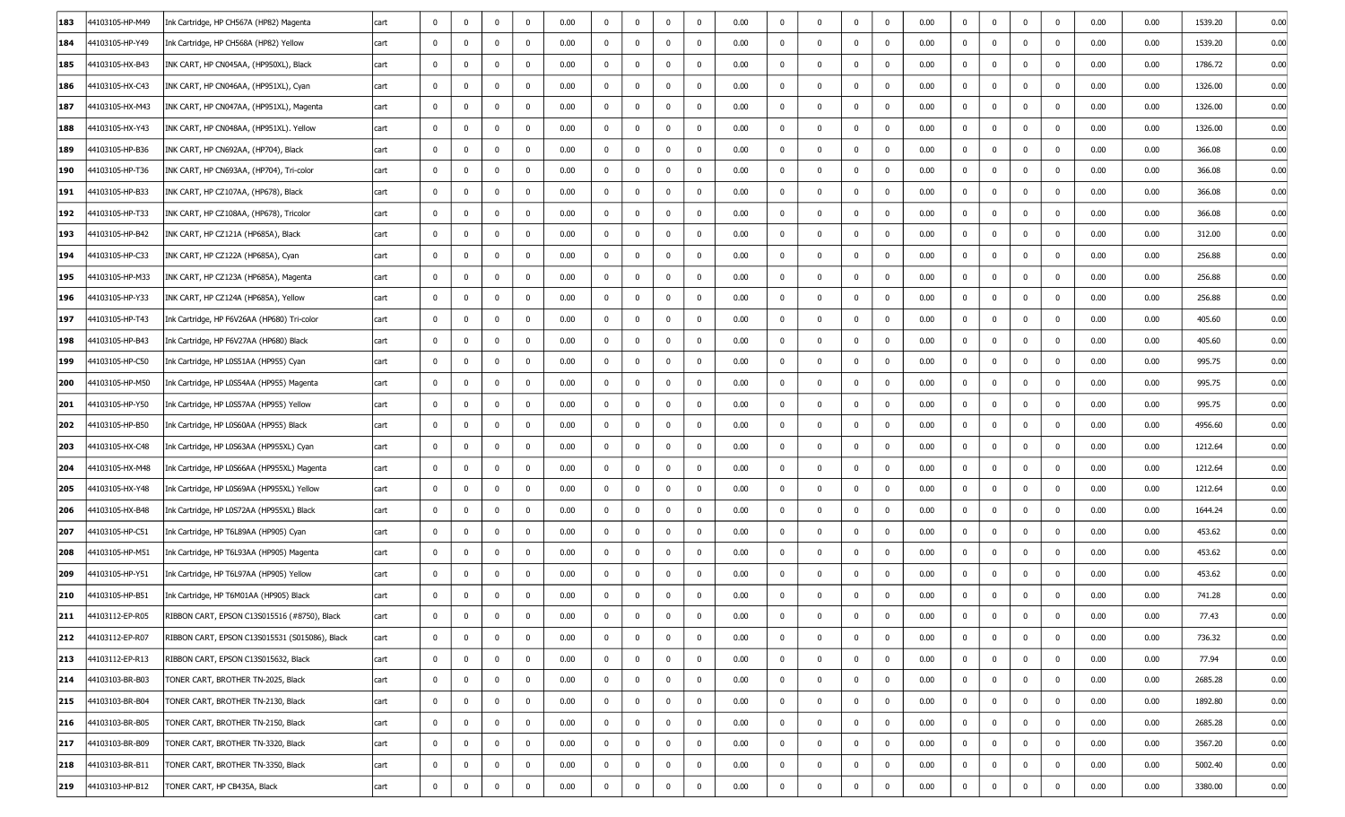| | | | | | | | | | | | | | | | | | | | | | | | | | | |
|---|---|---|---|---|---|---|---|---|---|---|---|---|---|---|---|---|---|---|---|---|---|---|---|---|---|---|
| 183 | 44103105-HP-M49 | Ink Cartridge, HP CH567A (HP82) Magenta | cart | 0 | 0 | 0 | 0 | 0.00 | 0 | 0 | 0 | 0 | 0.00 | 0 | 0 | 0 | 0 | 0.00 | 0 | 0 | 0 | 0 | 0.00 | 0.00 | 1539.20 | 0.00 |
| 184 | 44103105-HP-Y49 | Ink Cartridge, HP CH568A (HP82) Yellow | cart | 0 | 0 | 0 | 0 | 0.00 | 0 | 0 | 0 | 0 | 0.00 | 0 | 0 | 0 | 0 | 0.00 | 0 | 0 | 0 | 0 | 0.00 | 0.00 | 1539.20 | 0.00 |
| 185 | 44103105-HX-B43 | INK CART, HP CN045AA, (HP950XL), Black | cart | 0 | 0 | 0 | 0 | 0.00 | 0 | 0 | 0 | 0 | 0.00 | 0 | 0 | 0 | 0 | 0.00 | 0 | 0 | 0 | 0 | 0.00 | 0.00 | 1786.72 | 0.00 |
| 186 | 44103105-HX-C43 | INK CART, HP CN046AA, (HP951XL), Cyan | cart | 0 | 0 | 0 | 0 | 0.00 | 0 | 0 | 0 | 0 | 0.00 | 0 | 0 | 0 | 0 | 0.00 | 0 | 0 | 0 | 0 | 0.00 | 0.00 | 1326.00 | 0.00 |
| 187 | 44103105-HX-M43 | INK CART, HP CN047AA, (HP951XL), Magenta | cart | 0 | 0 | 0 | 0 | 0.00 | 0 | 0 | 0 | 0 | 0.00 | 0 | 0 | 0 | 0 | 0.00 | 0 | 0 | 0 | 0 | 0.00 | 0.00 | 1326.00 | 0.00 |
| 188 | 44103105-HX-Y43 | INK CART, HP CN048AA, (HP951XL). Yellow | cart | 0 | 0 | 0 | 0 | 0.00 | 0 | 0 | 0 | 0 | 0.00 | 0 | 0 | 0 | 0 | 0.00 | 0 | 0 | 0 | 0 | 0.00 | 0.00 | 1326.00 | 0.00 |
| 189 | 44103105-HP-B36 | INK CART, HP CN692AA, (HP704), Black | cart | 0 | 0 | 0 | 0 | 0.00 | 0 | 0 | 0 | 0 | 0.00 | 0 | 0 | 0 | 0 | 0.00 | 0 | 0 | 0 | 0 | 0.00 | 0.00 | 366.08 | 0.00 |
| 190 | 44103105-HP-T36 | INK CART, HP CN693AA, (HP704), Tri-color | cart | 0 | 0 | 0 | 0 | 0.00 | 0 | 0 | 0 | 0 | 0.00 | 0 | 0 | 0 | 0 | 0.00 | 0 | 0 | 0 | 0 | 0.00 | 0.00 | 366.08 | 0.00 |
| 191 | 44103105-HP-B33 | INK CART, HP CZ107AA, (HP678), Black | cart | 0 | 0 | 0 | 0 | 0.00 | 0 | 0 | 0 | 0 | 0.00 | 0 | 0 | 0 | 0 | 0.00 | 0 | 0 | 0 | 0 | 0.00 | 0.00 | 366.08 | 0.00 |
| 192 | 44103105-HP-T33 | INK CART, HP CZ108AA, (HP678), Tricolor | cart | 0 | 0 | 0 | 0 | 0.00 | 0 | 0 | 0 | 0 | 0.00 | 0 | 0 | 0 | 0 | 0.00 | 0 | 0 | 0 | 0 | 0.00 | 0.00 | 366.08 | 0.00 |
| 193 | 44103105-HP-B42 | INK CART, HP CZ121A (HP685A), Black | cart | 0 | 0 | 0 | 0 | 0.00 | 0 | 0 | 0 | 0 | 0.00 | 0 | 0 | 0 | 0 | 0.00 | 0 | 0 | 0 | 0 | 0.00 | 0.00 | 312.00 | 0.00 |
| 194 | 44103105-HP-C33 | INK CART, HP CZ122A (HP685A), Cyan | cart | 0 | 0 | 0 | 0 | 0.00 | 0 | 0 | 0 | 0 | 0.00 | 0 | 0 | 0 | 0 | 0.00 | 0 | 0 | 0 | 0 | 0.00 | 0.00 | 256.88 | 0.00 |
| 195 | 44103105-HP-M33 | INK CART, HP CZ123A (HP685A), Magenta | cart | 0 | 0 | 0 | 0 | 0.00 | 0 | 0 | 0 | 0 | 0.00 | 0 | 0 | 0 | 0 | 0.00 | 0 | 0 | 0 | 0 | 0.00 | 0.00 | 256.88 | 0.00 |
| 196 | 44103105-HP-Y33 | INK CART, HP CZ124A (HP685A), Yellow | cart | 0 | 0 | 0 | 0 | 0.00 | 0 | 0 | 0 | 0 | 0.00 | 0 | 0 | 0 | 0 | 0.00 | 0 | 0 | 0 | 0 | 0.00 | 0.00 | 256.88 | 0.00 |
| 197 | 44103105-HP-T43 | Ink Cartridge, HP F6V26AA (HP680) Tri-color | cart | 0 | 0 | 0 | 0 | 0.00 | 0 | 0 | 0 | 0 | 0.00 | 0 | 0 | 0 | 0 | 0.00 | 0 | 0 | 0 | 0 | 0.00 | 0.00 | 405.60 | 0.00 |
| 198 | 44103105-HP-B43 | Ink Cartridge, HP F6V27AA (HP680) Black | cart | 0 | 0 | 0 | 0 | 0.00 | 0 | 0 | 0 | 0 | 0.00 | 0 | 0 | 0 | 0 | 0.00 | 0 | 0 | 0 | 0 | 0.00 | 0.00 | 405.60 | 0.00 |
| 199 | 44103105-HP-C50 | Ink Cartridge, HP L0S51AA (HP955) Cyan | cart | 0 | 0 | 0 | 0 | 0.00 | 0 | 0 | 0 | 0 | 0.00 | 0 | 0 | 0 | 0 | 0.00 | 0 | 0 | 0 | 0 | 0.00 | 0.00 | 995.75 | 0.00 |
| 200 | 44103105-HP-M50 | Ink Cartridge, HP L0S54AA (HP955) Magenta | cart | 0 | 0 | 0 | 0 | 0.00 | 0 | 0 | 0 | 0 | 0.00 | 0 | 0 | 0 | 0 | 0.00 | 0 | 0 | 0 | 0 | 0.00 | 0.00 | 995.75 | 0.00 |
| 201 | 44103105-HP-Y50 | Ink Cartridge, HP L0S57AA (HP955) Yellow | cart | 0 | 0 | 0 | 0 | 0.00 | 0 | 0 | 0 | 0 | 0.00 | 0 | 0 | 0 | 0 | 0.00 | 0 | 0 | 0 | 0 | 0.00 | 0.00 | 995.75 | 0.00 |
| 202 | 44103105-HP-B50 | Ink Cartridge, HP L0S60AA (HP955) Black | cart | 0 | 0 | 0 | 0 | 0.00 | 0 | 0 | 0 | 0 | 0.00 | 0 | 0 | 0 | 0 | 0.00 | 0 | 0 | 0 | 0 | 0.00 | 0.00 | 4956.60 | 0.00 |
| 203 | 44103105-HX-C48 | Ink Cartridge, HP L0S63AA (HP955XL) Cyan | cart | 0 | 0 | 0 | 0 | 0.00 | 0 | 0 | 0 | 0 | 0.00 | 0 | 0 | 0 | 0 | 0.00 | 0 | 0 | 0 | 0 | 0.00 | 0.00 | 1212.64 | 0.00 |
| 204 | 44103105-HX-M48 | Ink Cartridge, HP L0S66AA (HP955XL) Magenta | cart | 0 | 0 | 0 | 0 | 0.00 | 0 | 0 | 0 | 0 | 0.00 | 0 | 0 | 0 | 0 | 0.00 | 0 | 0 | 0 | 0 | 0.00 | 0.00 | 1212.64 | 0.00 |
| 205 | 44103105-HX-Y48 | Ink Cartridge, HP L0S69AA (HP955XL) Yellow | cart | 0 | 0 | 0 | 0 | 0.00 | 0 | 0 | 0 | 0 | 0.00 | 0 | 0 | 0 | 0 | 0.00 | 0 | 0 | 0 | 0 | 0.00 | 0.00 | 1212.64 | 0.00 |
| 206 | 44103105-HX-B48 | Ink Cartridge, HP L0S72AA (HP955XL) Black | cart | 0 | 0 | 0 | 0 | 0.00 | 0 | 0 | 0 | 0 | 0.00 | 0 | 0 | 0 | 0 | 0.00 | 0 | 0 | 0 | 0 | 0.00 | 0.00 | 1644.24 | 0.00 |
| 207 | 44103105-HP-C51 | Ink Cartridge, HP T6L89AA (HP905) Cyan | cart | 0 | 0 | 0 | 0 | 0.00 | 0 | 0 | 0 | 0 | 0.00 | 0 | 0 | 0 | 0 | 0.00 | 0 | 0 | 0 | 0 | 0.00 | 0.00 | 453.62 | 0.00 |
| 208 | 44103105-HP-M51 | Ink Cartridge, HP T6L93AA (HP905) Magenta | cart | 0 | 0 | 0 | 0 | 0.00 | 0 | 0 | 0 | 0 | 0.00 | 0 | 0 | 0 | 0 | 0.00 | 0 | 0 | 0 | 0 | 0.00 | 0.00 | 453.62 | 0.00 |
| 209 | 44103105-HP-Y51 | Ink Cartridge, HP T6L97AA (HP905) Yellow | cart | 0 | 0 | 0 | 0 | 0.00 | 0 | 0 | 0 | 0 | 0.00 | 0 | 0 | 0 | 0 | 0.00 | 0 | 0 | 0 | 0 | 0.00 | 0.00 | 453.62 | 0.00 |
| 210 | 44103105-HP-B51 | Ink Cartridge, HP T6M01AA (HP905) Black | cart | 0 | 0 | 0 | 0 | 0.00 | 0 | 0 | 0 | 0 | 0.00 | 0 | 0 | 0 | 0 | 0.00 | 0 | 0 | 0 | 0 | 0.00 | 0.00 | 741.28 | 0.00 |
| 211 | 44103112-EP-R05 | RIBBON CART, EPSON C13S015516 (#8750), Black | cart | 0 | 0 | 0 | 0 | 0.00 | 0 | 0 | 0 | 0 | 0.00 | 0 | 0 | 0 | 0 | 0.00 | 0 | 0 | 0 | 0 | 0.00 | 0.00 | 77.43 | 0.00 |
| 212 | 44103112-EP-R07 | RIBBON CART, EPSON C13S015531 (S015086), Black | cart | 0 | 0 | 0 | 0 | 0.00 | 0 | 0 | 0 | 0 | 0.00 | 0 | 0 | 0 | 0 | 0.00 | 0 | 0 | 0 | 0 | 0.00 | 0.00 | 736.32 | 0.00 |
| 213 | 44103112-EP-R13 | RIBBON CART, EPSON C13S015632, Black | cart | 0 | 0 | 0 | 0 | 0.00 | 0 | 0 | 0 | 0 | 0.00 | 0 | 0 | 0 | 0 | 0.00 | 0 | 0 | 0 | 0 | 0.00 | 0.00 | 77.94 | 0.00 |
| 214 | 44103103-BR-B03 | TONER CART, BROTHER TN-2025, Black | cart | 0 | 0 | 0 | 0 | 0.00 | 0 | 0 | 0 | 0 | 0.00 | 0 | 0 | 0 | 0 | 0.00 | 0 | 0 | 0 | 0 | 0.00 | 0.00 | 2685.28 | 0.00 |
| 215 | 44103103-BR-B04 | TONER CART, BROTHER TN-2130, Black | cart | 0 | 0 | 0 | 0 | 0.00 | 0 | 0 | 0 | 0 | 0.00 | 0 | 0 | 0 | 0 | 0.00 | 0 | 0 | 0 | 0 | 0.00 | 0.00 | 1892.80 | 0.00 |
| 216 | 44103103-BR-B05 | TONER CART, BROTHER TN-2150, Black | cart | 0 | 0 | 0 | 0 | 0.00 | 0 | 0 | 0 | 0 | 0.00 | 0 | 0 | 0 | 0 | 0.00 | 0 | 0 | 0 | 0 | 0.00 | 0.00 | 2685.28 | 0.00 |
| 217 | 44103103-BR-B09 | TONER CART, BROTHER TN-3320, Black | cart | 0 | 0 | 0 | 0 | 0.00 | 0 | 0 | 0 | 0 | 0.00 | 0 | 0 | 0 | 0 | 0.00 | 0 | 0 | 0 | 0 | 0.00 | 0.00 | 3567.20 | 0.00 |
| 218 | 44103103-BR-B11 | TONER CART, BROTHER TN-3350, Black | cart | 0 | 0 | 0 | 0 | 0.00 | 0 | 0 | 0 | 0 | 0.00 | 0 | 0 | 0 | 0 | 0.00 | 0 | 0 | 0 | 0 | 0.00 | 0.00 | 5002.40 | 0.00 |
| 219 | 44103103-HP-B12 | TONER CART, HP CB435A, Black | cart | 0 | 0 | 0 | 0 | 0.00 | 0 | 0 | 0 | 0 | 0.00 | 0 | 0 | 0 | 0 | 0.00 | 0 | 0 | 0 | 0 | 0.00 | 0.00 | 3380.00 | 0.00 |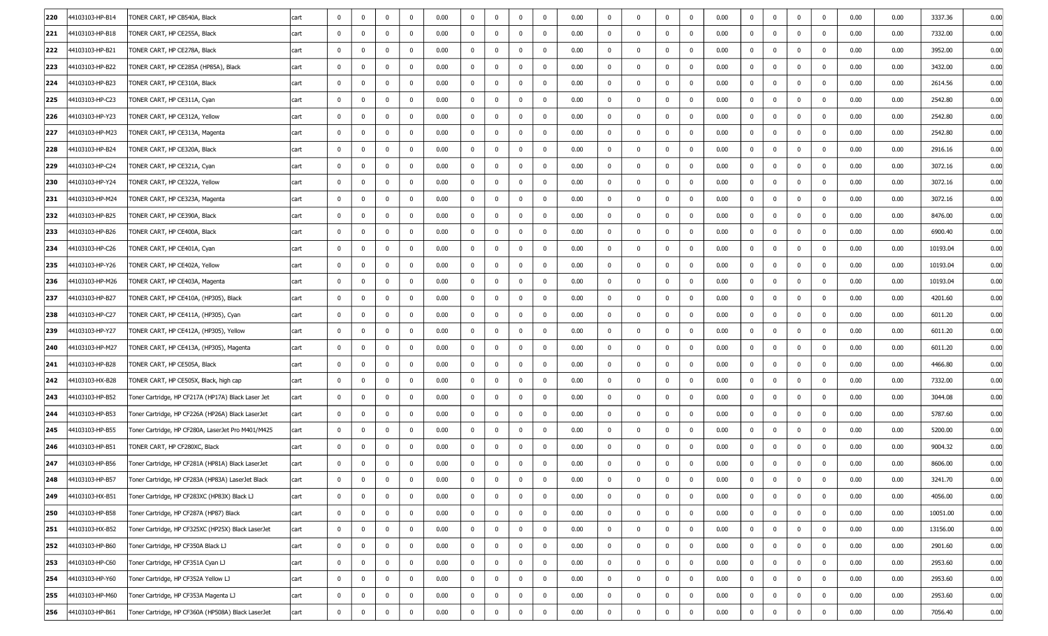| 220 | 44103103-HP-B14 | TONER CART, HP CB540A, Black | cart | 0 | 0 | 0 | 0 | 0.00 | 0 | 0 | 0 | 0 | 0.00 | 0 | 0 | 0 | 0 | 0.00 | 0 | 0 | 0 | 0 | 0.00 | 0.00 | 3337.36 | 0.00 |
|---|---|---|---|---|---|---|---|---|---|---|---|---|---|---|---|---|---|---|---|---|---|---|---|---|---|---|
| 221 | 44103103-HP-B18 | TONER CART, HP CE255A, Black | cart | 0 | 0 | 0 | 0 | 0.00 | 0 | 0 | 0 | 0 | 0.00 | 0 | 0 | 0 | 0 | 0.00 | 0 | 0 | 0 | 0 | 0.00 | 0.00 | 7332.00 | 0.00 |
| 222 | 44103103-HP-B21 | TONER CART, HP CE278A, Black | cart | 0 | 0 | 0 | 0 | 0.00 | 0 | 0 | 0 | 0 | 0.00 | 0 | 0 | 0 | 0 | 0.00 | 0 | 0 | 0 | 0 | 0.00 | 0.00 | 3952.00 | 0.00 |
| 223 | 44103103-HP-B22 | TONER CART, HP CE285A (HP85A), Black | cart | 0 | 0 | 0 | 0 | 0.00 | 0 | 0 | 0 | 0 | 0.00 | 0 | 0 | 0 | 0 | 0.00 | 0 | 0 | 0 | 0 | 0.00 | 0.00 | 3432.00 | 0.00 |
| 224 | 44103103-HP-B23 | TONER CART, HP CE310A, Black | cart | 0 | 0 | 0 | 0 | 0.00 | 0 | 0 | 0 | 0 | 0.00 | 0 | 0 | 0 | 0 | 0.00 | 0 | 0 | 0 | 0 | 0.00 | 0.00 | 2614.56 | 0.00 |
| 225 | 44103103-HP-C23 | TONER CART, HP CE311A, Cyan | cart | 0 | 0 | 0 | 0 | 0.00 | 0 | 0 | 0 | 0 | 0.00 | 0 | 0 | 0 | 0 | 0.00 | 0 | 0 | 0 | 0 | 0.00 | 0.00 | 2542.80 | 0.00 |
| 226 | 44103103-HP-Y23 | TONER CART, HP CE312A, Yellow | cart | 0 | 0 | 0 | 0 | 0.00 | 0 | 0 | 0 | 0 | 0.00 | 0 | 0 | 0 | 0 | 0.00 | 0 | 0 | 0 | 0 | 0.00 | 0.00 | 2542.80 | 0.00 |
| 227 | 44103103-HP-M23 | TONER CART, HP CE313A, Magenta | cart | 0 | 0 | 0 | 0 | 0.00 | 0 | 0 | 0 | 0 | 0.00 | 0 | 0 | 0 | 0 | 0.00 | 0 | 0 | 0 | 0 | 0.00 | 0.00 | 2542.80 | 0.00 |
| 228 | 44103103-HP-B24 | TONER CART, HP CE320A, Black | cart | 0 | 0 | 0 | 0 | 0.00 | 0 | 0 | 0 | 0 | 0.00 | 0 | 0 | 0 | 0 | 0.00 | 0 | 0 | 0 | 0 | 0.00 | 0.00 | 2916.16 | 0.00 |
| 229 | 44103103-HP-C24 | TONER CART, HP CE321A, Cyan | cart | 0 | 0 | 0 | 0 | 0.00 | 0 | 0 | 0 | 0 | 0.00 | 0 | 0 | 0 | 0 | 0.00 | 0 | 0 | 0 | 0 | 0.00 | 0.00 | 3072.16 | 0.00 |
| 230 | 44103103-HP-Y24 | TONER CART, HP CE322A, Yellow | cart | 0 | 0 | 0 | 0 | 0.00 | 0 | 0 | 0 | 0 | 0.00 | 0 | 0 | 0 | 0 | 0.00 | 0 | 0 | 0 | 0 | 0.00 | 0.00 | 3072.16 | 0.00 |
| 231 | 44103103-HP-M24 | TONER CART, HP CE323A, Magenta | cart | 0 | 0 | 0 | 0 | 0.00 | 0 | 0 | 0 | 0 | 0.00 | 0 | 0 | 0 | 0 | 0.00 | 0 | 0 | 0 | 0 | 0.00 | 0.00 | 3072.16 | 0.00 |
| 232 | 44103103-HP-B25 | TONER CART, HP CE390A, Black | cart | 0 | 0 | 0 | 0 | 0.00 | 0 | 0 | 0 | 0 | 0.00 | 0 | 0 | 0 | 0 | 0.00 | 0 | 0 | 0 | 0 | 0.00 | 0.00 | 8476.00 | 0.00 |
| 233 | 44103103-HP-B26 | TONER CART, HP CE400A, Black | cart | 0 | 0 | 0 | 0 | 0.00 | 0 | 0 | 0 | 0 | 0.00 | 0 | 0 | 0 | 0 | 0.00 | 0 | 0 | 0 | 0 | 0.00 | 0.00 | 6900.40 | 0.00 |
| 234 | 44103103-HP-C26 | TONER CART, HP CE401A, Cyan | cart | 0 | 0 | 0 | 0 | 0.00 | 0 | 0 | 0 | 0 | 0.00 | 0 | 0 | 0 | 0 | 0.00 | 0 | 0 | 0 | 0 | 0.00 | 0.00 | 10193.04 | 0.00 |
| 235 | 44103103-HP-Y26 | TONER CART, HP CE402A, Yellow | cart | 0 | 0 | 0 | 0 | 0.00 | 0 | 0 | 0 | 0 | 0.00 | 0 | 0 | 0 | 0 | 0.00 | 0 | 0 | 0 | 0 | 0.00 | 0.00 | 10193.04 | 0.00 |
| 236 | 44103103-HP-M26 | TONER CART, HP CE403A, Magenta | cart | 0 | 0 | 0 | 0 | 0.00 | 0 | 0 | 0 | 0 | 0.00 | 0 | 0 | 0 | 0 | 0.00 | 0 | 0 | 0 | 0 | 0.00 | 0.00 | 10193.04 | 0.00 |
| 237 | 44103103-HP-B27 | TONER CART, HP CE410A, (HP305), Black | cart | 0 | 0 | 0 | 0 | 0.00 | 0 | 0 | 0 | 0 | 0.00 | 0 | 0 | 0 | 0 | 0.00 | 0 | 0 | 0 | 0 | 0.00 | 0.00 | 4201.60 | 0.00 |
| 238 | 44103103-HP-C27 | TONER CART, HP CE411A, (HP305), Cyan | cart | 0 | 0 | 0 | 0 | 0.00 | 0 | 0 | 0 | 0 | 0.00 | 0 | 0 | 0 | 0 | 0.00 | 0 | 0 | 0 | 0 | 0.00 | 0.00 | 6011.20 | 0.00 |
| 239 | 44103103-HP-Y27 | TONER CART, HP CE412A, (HP305), Yellow | cart | 0 | 0 | 0 | 0 | 0.00 | 0 | 0 | 0 | 0 | 0.00 | 0 | 0 | 0 | 0 | 0.00 | 0 | 0 | 0 | 0 | 0.00 | 0.00 | 6011.20 | 0.00 |
| 240 | 44103103-HP-M27 | TONER CART, HP CE413A, (HP305), Magenta | cart | 0 | 0 | 0 | 0 | 0.00 | 0 | 0 | 0 | 0 | 0.00 | 0 | 0 | 0 | 0 | 0.00 | 0 | 0 | 0 | 0 | 0.00 | 0.00 | 6011.20 | 0.00 |
| 241 | 44103103-HP-B28 | TONER CART, HP CE505A, Black | cart | 0 | 0 | 0 | 0 | 0.00 | 0 | 0 | 0 | 0 | 0.00 | 0 | 0 | 0 | 0 | 0.00 | 0 | 0 | 0 | 0 | 0.00 | 0.00 | 4466.80 | 0.00 |
| 242 | 44103103-HX-B28 | TONER CART, HP CE505X, Black, high cap | cart | 0 | 0 | 0 | 0 | 0.00 | 0 | 0 | 0 | 0 | 0.00 | 0 | 0 | 0 | 0 | 0.00 | 0 | 0 | 0 | 0 | 0.00 | 0.00 | 7332.00 | 0.00 |
| 243 | 44103103-HP-B52 | Toner Cartridge, HP CF217A (HP17A) Black Laser Jet | cart | 0 | 0 | 0 | 0 | 0.00 | 0 | 0 | 0 | 0 | 0.00 | 0 | 0 | 0 | 0 | 0.00 | 0 | 0 | 0 | 0 | 0.00 | 0.00 | 3044.08 | 0.00 |
| 244 | 44103103-HP-B53 | Toner Cartridge, HP CF226A (HP26A) Black LaserJet | cart | 0 | 0 | 0 | 0 | 0.00 | 0 | 0 | 0 | 0 | 0.00 | 0 | 0 | 0 | 0 | 0.00 | 0 | 0 | 0 | 0 | 0.00 | 0.00 | 5787.60 | 0.00 |
| 245 | 44103103-HP-B55 | Toner Cartridge, HP CF280A, LaserJet Pro M401/M425 | cart | 0 | 0 | 0 | 0 | 0.00 | 0 | 0 | 0 | 0 | 0.00 | 0 | 0 | 0 | 0 | 0.00 | 0 | 0 | 0 | 0 | 0.00 | 0.00 | 5200.00 | 0.00 |
| 246 | 44103103-HP-B51 | TONER CART, HP CF280XC, Black | cart | 0 | 0 | 0 | 0 | 0.00 | 0 | 0 | 0 | 0 | 0.00 | 0 | 0 | 0 | 0 | 0.00 | 0 | 0 | 0 | 0 | 0.00 | 0.00 | 9004.32 | 0.00 |
| 247 | 44103103-HP-B56 | Toner Cartridge, HP CF281A (HP81A) Black LaserJet | cart | 0 | 0 | 0 | 0 | 0.00 | 0 | 0 | 0 | 0 | 0.00 | 0 | 0 | 0 | 0 | 0.00 | 0 | 0 | 0 | 0 | 0.00 | 0.00 | 8606.00 | 0.00 |
| 248 | 44103103-HP-B57 | Toner Cartridge, HP CF283A (HP83A) LaserJet Black | cart | 0 | 0 | 0 | 0 | 0.00 | 0 | 0 | 0 | 0 | 0.00 | 0 | 0 | 0 | 0 | 0.00 | 0 | 0 | 0 | 0 | 0.00 | 0.00 | 3241.70 | 0.00 |
| 249 | 44103103-HX-B51 | Toner Cartridge, HP CF283XC (HP83X) Black LJ | cart | 0 | 0 | 0 | 0 | 0.00 | 0 | 0 | 0 | 0 | 0.00 | 0 | 0 | 0 | 0 | 0.00 | 0 | 0 | 0 | 0 | 0.00 | 0.00 | 4056.00 | 0.00 |
| 250 | 44103103-HP-B58 | Toner Cartridge, HP CF287A (HP87) Black | cart | 0 | 0 | 0 | 0 | 0.00 | 0 | 0 | 0 | 0 | 0.00 | 0 | 0 | 0 | 0 | 0.00 | 0 | 0 | 0 | 0 | 0.00 | 0.00 | 10051.00 | 0.00 |
| 251 | 44103103-HX-B52 | Toner Cartridge, HP CF325XC (HP25X) Black LaserJet | cart | 0 | 0 | 0 | 0 | 0.00 | 0 | 0 | 0 | 0 | 0.00 | 0 | 0 | 0 | 0 | 0.00 | 0 | 0 | 0 | 0 | 0.00 | 0.00 | 13156.00 | 0.00 |
| 252 | 44103103-HP-B60 | Toner Cartridge, HP CF350A Black LJ | cart | 0 | 0 | 0 | 0 | 0.00 | 0 | 0 | 0 | 0 | 0.00 | 0 | 0 | 0 | 0 | 0.00 | 0 | 0 | 0 | 0 | 0.00 | 0.00 | 2901.60 | 0.00 |
| 253 | 44103103-HP-C60 | Toner Cartridge, HP CF351A Cyan LJ | cart | 0 | 0 | 0 | 0 | 0.00 | 0 | 0 | 0 | 0 | 0.00 | 0 | 0 | 0 | 0 | 0.00 | 0 | 0 | 0 | 0 | 0.00 | 0.00 | 2953.60 | 0.00 |
| 254 | 44103103-HP-Y60 | Toner Cartridge, HP CF352A Yellow LJ | cart | 0 | 0 | 0 | 0 | 0.00 | 0 | 0 | 0 | 0 | 0.00 | 0 | 0 | 0 | 0 | 0.00 | 0 | 0 | 0 | 0 | 0.00 | 0.00 | 2953.60 | 0.00 |
| 255 | 44103103-HP-M60 | Toner Cartridge, HP CF353A Magenta LJ | cart | 0 | 0 | 0 | 0 | 0.00 | 0 | 0 | 0 | 0 | 0.00 | 0 | 0 | 0 | 0 | 0.00 | 0 | 0 | 0 | 0 | 0.00 | 0.00 | 2953.60 | 0.00 |
| 256 | 44103103-HP-B61 | Toner Cartridge, HP CF360A (HP508A) Black LaserJet | cart | 0 | 0 | 0 | 0 | 0.00 | 0 | 0 | 0 | 0 | 0.00 | 0 | 0 | 0 | 0 | 0.00 | 0 | 0 | 0 | 0 | 0.00 | 0.00 | 7056.40 | 0.00 |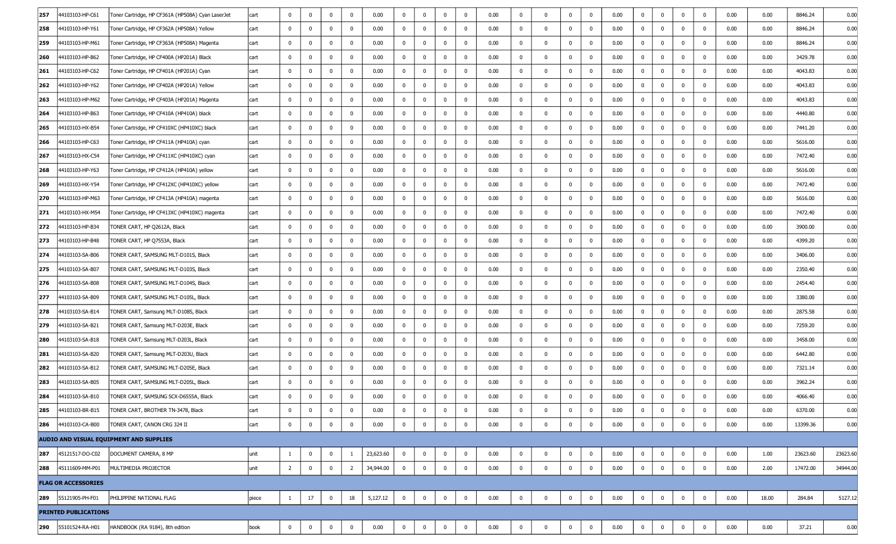| 257 | 44103103-HP-C61 | Toner Cartridge, HP CF361A (HP508A) Cyan LaserJet | cart | 0 | 0 | 0 | 0 | 0.00 | 0 | 0 | 0 | 0 | 0.00 | 0 | 0 | 0 | 0 | 0.00 | 0 | 0 | 0 | 0 | 0.00 | 0.00 | 8846.24 | 0.00 |
|---|---|---|---|---|---|---|---|---|---|---|---|---|---|---|---|---|---|---|---|---|---|---|---|---|---|---|
| 258 | 44103103-HP-Y61 | Toner Cartridge, HP CF362A (HP508A) Yellow | cart | 0 | 0 | 0 | 0 | 0.00 | 0 | 0 | 0 | 0 | 0.00 | 0 | 0 | 0 | 0 | 0.00 | 0 | 0 | 0 | 0 | 0.00 | 0.00 | 8846.24 | 0.00 |
| 259 | 44103103-HP-M61 | Toner Cartridge, HP CF363A (HP508A) Magenta | cart | 0 | 0 | 0 | 0 | 0.00 | 0 | 0 | 0 | 0 | 0.00 | 0 | 0 | 0 | 0 | 0.00 | 0 | 0 | 0 | 0 | 0.00 | 0.00 | 8846.24 | 0.00 |
| 260 | 44103103-HP-B62 | Toner Cartridge, HP CF400A (HP201A) Black | cart | 0 | 0 | 0 | 0 | 0.00 | 0 | 0 | 0 | 0 | 0.00 | 0 | 0 | 0 | 0 | 0.00 | 0 | 0 | 0 | 0 | 0.00 | 0.00 | 3429.78 | 0.00 |
| 261 | 44103103-HP-C62 | Toner Cartridge, HP CF401A (HP201A) Cyan | cart | 0 | 0 | 0 | 0 | 0.00 | 0 | 0 | 0 | 0 | 0.00 | 0 | 0 | 0 | 0 | 0.00 | 0 | 0 | 0 | 0 | 0.00 | 0.00 | 4043.83 | 0.00 |
| 262 | 44103103-HP-Y62 | Toner Cartridge, HP CF402A (HP201A) Yellow | cart | 0 | 0 | 0 | 0 | 0.00 | 0 | 0 | 0 | 0 | 0.00 | 0 | 0 | 0 | 0 | 0.00 | 0 | 0 | 0 | 0 | 0.00 | 0.00 | 4043.83 | 0.00 |
| 263 | 44103103-HP-M62 | Toner Cartridge, HP CF403A (HP201A) Magenta | cart | 0 | 0 | 0 | 0 | 0.00 | 0 | 0 | 0 | 0 | 0.00 | 0 | 0 | 0 | 0 | 0.00 | 0 | 0 | 0 | 0 | 0.00 | 0.00 | 4043.83 | 0.00 |
| 264 | 44103103-HP-B63 | Toner Cartridge, HP CF410A (HP410A) black | cart | 0 | 0 | 0 | 0 | 0.00 | 0 | 0 | 0 | 0 | 0.00 | 0 | 0 | 0 | 0 | 0.00 | 0 | 0 | 0 | 0 | 0.00 | 0.00 | 4440.80 | 0.00 |
| 265 | 44103103-HX-B54 | Toner Cartridge, HP CF410XC (HP410XC) black | cart | 0 | 0 | 0 | 0 | 0.00 | 0 | 0 | 0 | 0 | 0.00 | 0 | 0 | 0 | 0 | 0.00 | 0 | 0 | 0 | 0 | 0.00 | 0.00 | 7441.20 | 0.00 |
| 266 | 44103103-HP-C63 | Toner Cartridge, HP CF411A (HP410A) cyan | cart | 0 | 0 | 0 | 0 | 0.00 | 0 | 0 | 0 | 0 | 0.00 | 0 | 0 | 0 | 0 | 0.00 | 0 | 0 | 0 | 0 | 0.00 | 0.00 | 5616.00 | 0.00 |
| 267 | 44103103-HX-C54 | Toner Cartridge, HP CF411XC (HP410XC) cyan | cart | 0 | 0 | 0 | 0 | 0.00 | 0 | 0 | 0 | 0 | 0.00 | 0 | 0 | 0 | 0 | 0.00 | 0 | 0 | 0 | 0 | 0.00 | 0.00 | 7472.40 | 0.00 |
| 268 | 44103103-HP-Y63 | Toner Cartridge, HP CF412A (HP410A) yellow | cart | 0 | 0 | 0 | 0 | 0.00 | 0 | 0 | 0 | 0 | 0.00 | 0 | 0 | 0 | 0 | 0.00 | 0 | 0 | 0 | 0 | 0.00 | 0.00 | 5616.00 | 0.00 |
| 269 | 44103103-HX-Y54 | Toner Cartridge, HP CF412XC (HP410XC) yellow | cart | 0 | 0 | 0 | 0 | 0.00 | 0 | 0 | 0 | 0 | 0.00 | 0 | 0 | 0 | 0 | 0.00 | 0 | 0 | 0 | 0 | 0.00 | 0.00 | 7472.40 | 0.00 |
| 270 | 44103103-HP-M63 | Toner Cartridge, HP CF413A (HP410A) magenta | cart | 0 | 0 | 0 | 0 | 0.00 | 0 | 0 | 0 | 0 | 0.00 | 0 | 0 | 0 | 0 | 0.00 | 0 | 0 | 0 | 0 | 0.00 | 0.00 | 5616.00 | 0.00 |
| 271 | 44103103-HX-M54 | Toner Cartridge, HP CF413XC (HP410XC) magenta | cart | 0 | 0 | 0 | 0 | 0.00 | 0 | 0 | 0 | 0 | 0.00 | 0 | 0 | 0 | 0 | 0.00 | 0 | 0 | 0 | 0 | 0.00 | 0.00 | 7472.40 | 0.00 |
| 272 | 44103103-HP-B34 | TONER CART, HP Q2612A, Black | cart | 0 | 0 | 0 | 0 | 0.00 | 0 | 0 | 0 | 0 | 0.00 | 0 | 0 | 0 | 0 | 0.00 | 0 | 0 | 0 | 0 | 0.00 | 0.00 | 3900.00 | 0.00 |
| 273 | 44103103-HP-B48 | TONER CART, HP Q7553A, Black | cart | 0 | 0 | 0 | 0 | 0.00 | 0 | 0 | 0 | 0 | 0.00 | 0 | 0 | 0 | 0 | 0.00 | 0 | 0 | 0 | 0 | 0.00 | 0.00 | 4399.20 | 0.00 |
| 274 | 44103103-SA-B06 | TONER CART, SAMSUNG MLT-D101S, Black | cart | 0 | 0 | 0 | 0 | 0.00 | 0 | 0 | 0 | 0 | 0.00 | 0 | 0 | 0 | 0 | 0.00 | 0 | 0 | 0 | 0 | 0.00 | 0.00 | 3406.00 | 0.00 |
| 275 | 44103103-SA-B07 | TONER CART, SAMSUNG MLT-D103S, Black | cart | 0 | 0 | 0 | 0 | 0.00 | 0 | 0 | 0 | 0 | 0.00 | 0 | 0 | 0 | 0 | 0.00 | 0 | 0 | 0 | 0 | 0.00 | 0.00 | 2350.40 | 0.00 |
| 276 | 44103103-SA-B08 | TONER CART, SAMSUNG MLT-D104S, Black | cart | 0 | 0 | 0 | 0 | 0.00 | 0 | 0 | 0 | 0 | 0.00 | 0 | 0 | 0 | 0 | 0.00 | 0 | 0 | 0 | 0 | 0.00 | 0.00 | 2454.40 | 0.00 |
| 277 | 44103103-SA-B09 | TONER CART, SAMSUNG MLT-D105L, Black | cart | 0 | 0 | 0 | 0 | 0.00 | 0 | 0 | 0 | 0 | 0.00 | 0 | 0 | 0 | 0 | 0.00 | 0 | 0 | 0 | 0 | 0.00 | 0.00 | 3380.00 | 0.00 |
| 278 | 44103103-SA-B14 | TONER CART, Samsung MLT-D108S, Black | cart | 0 | 0 | 0 | 0 | 0.00 | 0 | 0 | 0 | 0 | 0.00 | 0 | 0 | 0 | 0 | 0.00 | 0 | 0 | 0 | 0 | 0.00 | 0.00 | 2875.58 | 0.00 |
| 279 | 44103103-SA-B21 | TONER CART, Samsung MLT-D203E, Black | cart | 0 | 0 | 0 | 0 | 0.00 | 0 | 0 | 0 | 0 | 0.00 | 0 | 0 | 0 | 0 | 0.00 | 0 | 0 | 0 | 0 | 0.00 | 0.00 | 7259.20 | 0.00 |
| 280 | 44103103-SA-B18 | TONER CART, Samsung MLT-D203L, Black | cart | 0 | 0 | 0 | 0 | 0.00 | 0 | 0 | 0 | 0 | 0.00 | 0 | 0 | 0 | 0 | 0.00 | 0 | 0 | 0 | 0 | 0.00 | 0.00 | 3458.00 | 0.00 |
| 281 | 44103103-SA-B20 | TONER CART, Samsung MLT-D203U, Black | cart | 0 | 0 | 0 | 0 | 0.00 | 0 | 0 | 0 | 0 | 0.00 | 0 | 0 | 0 | 0 | 0.00 | 0 | 0 | 0 | 0 | 0.00 | 0.00 | 6442.80 | 0.00 |
| 282 | 44103103-SA-B12 | TONER CART, SAMSUNG MLT-D205E, Black | cart | 0 | 0 | 0 | 0 | 0.00 | 0 | 0 | 0 | 0 | 0.00 | 0 | 0 | 0 | 0 | 0.00 | 0 | 0 | 0 | 0 | 0.00 | 0.00 | 7321.14 | 0.00 |
| 283 | 44103103-SA-B05 | TONER CART, SAMSUNG MLT-D205L, Black | cart | 0 | 0 | 0 | 0 | 0.00 | 0 | 0 | 0 | 0 | 0.00 | 0 | 0 | 0 | 0 | 0.00 | 0 | 0 | 0 | 0 | 0.00 | 0.00 | 3962.24 | 0.00 |
| 284 | 44103103-SA-B10 | TONER CART, SAMSUNG SCX-D6555A, Black | cart | 0 | 0 | 0 | 0 | 0.00 | 0 | 0 | 0 | 0 | 0.00 | 0 | 0 | 0 | 0 | 0.00 | 0 | 0 | 0 | 0 | 0.00 | 0.00 | 4066.40 | 0.00 |
| 285 | 44103103-BR-B15 | TONER CART, BROTHER TN-3478, Black | cart | 0 | 0 | 0 | 0 | 0.00 | 0 | 0 | 0 | 0 | 0.00 | 0 | 0 | 0 | 0 | 0.00 | 0 | 0 | 0 | 0 | 0.00 | 0.00 | 6370.00 | 0.00 |
| 286 | 44103103-CA-B00 | TONER CART, CANON CRG 324 II | cart | 0 | 0 | 0 | 0 | 0.00 | 0 | 0 | 0 | 0 | 0.00 | 0 | 0 | 0 | 0 | 0.00 | 0 | 0 | 0 | 0 | 0.00 | 0.00 | 13399.36 | 0.00 |
| **AUDIO AND VISUAL EQUIPMENT AND SUPPLIES** | | | | | | | | | | | | | | | | | | | | | | | | | | |
| 287 | 45121517-DO-C02 | DOCUMENT CAMERA, 8 MP | unit | 1 | 0 | 0 | 1 | 23,623.60 | 0 | 0 | 0 | 0 | 0.00 | 0 | 0 | 0 | 0 | 0.00 | 0 | 0 | 0 | 0 | 0.00 | 1.00 | 23623.60 | 23623.60 |
| 288 | 45111609-MM-P01 | MULTIMEDIA PROJECTOR | unit | 2 | 0 | 0 | 2 | 34,944.00 | 0 | 0 | 0 | 0 | 0.00 | 0 | 0 | 0 | 0 | 0.00 | 0 | 0 | 0 | 0 | 0.00 | 2.00 | 17472.00 | 34944.00 |
| **FLAG OR ACCESSORIES** | | | | | | | | | | | | | | | | | | | | | | | | | | |
| 289 | 55121905-PH-F01 | PHILIPPINE NATIONAL FLAG | piece | 1 | 17 | 0 | 18 | 5,127.12 | 0 | 0 | 0 | 0 | 0.00 | 0 | 0 | 0 | 0 | 0.00 | 0 | 0 | 0 | 0 | 0.00 | 18.00 | 284.84 | 5127.12 |
| **PRINTED PUBLICATIONS** | | | | | | | | | | | | | | | | | | | | | | | | | | |
| 290 | 55101524-RA-H01 | HANDBOOK (RA 9184), 8th edition | book | 0 | 0 | 0 | 0 | 0.00 | 0 | 0 | 0 | 0 | 0.00 | 0 | 0 | 0 | 0 | 0.00 | 0 | 0 | 0 | 0 | 0.00 | 0.00 | 37.21 | 0.00 |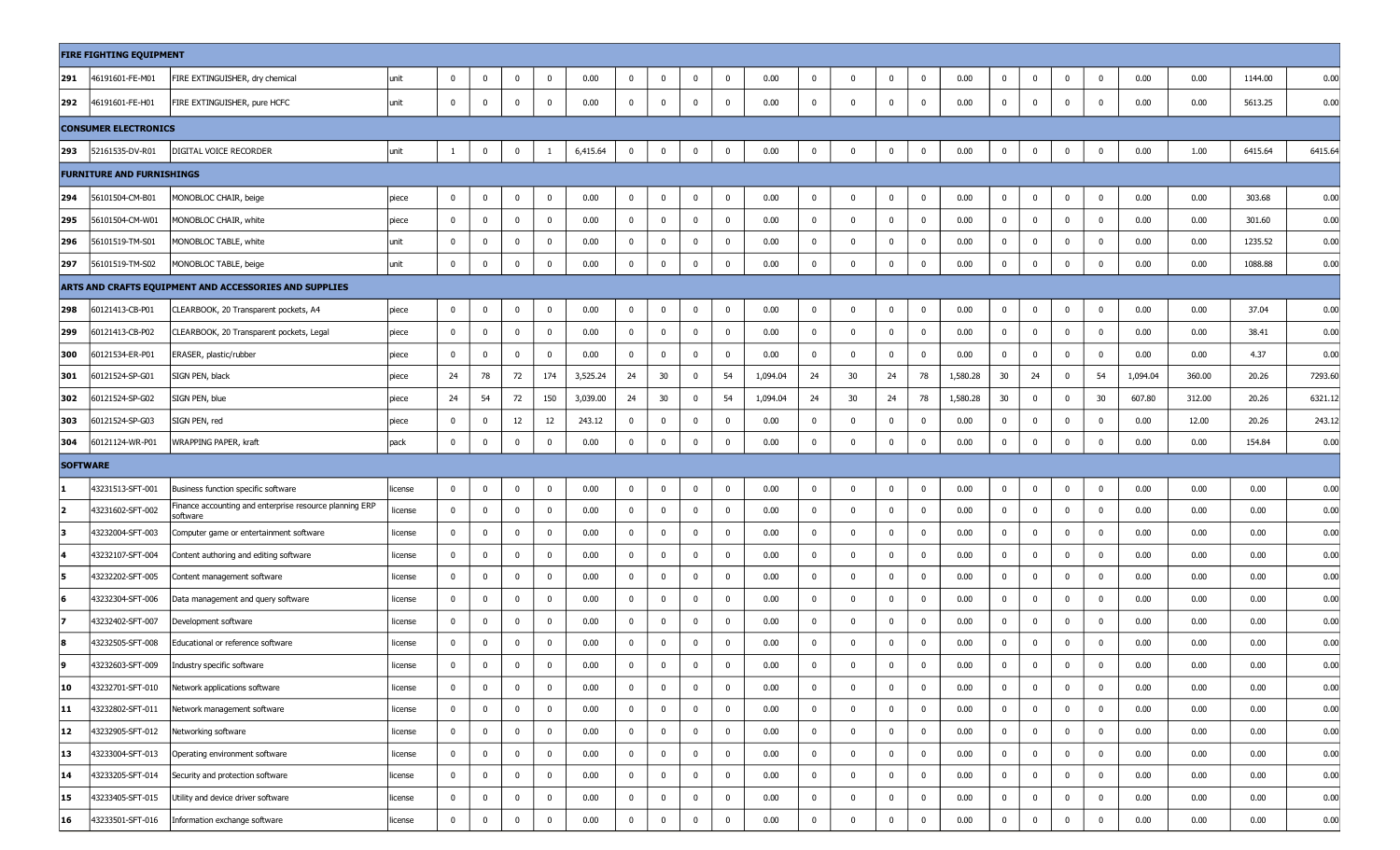| | | | | | | | | | | | | | | | | | | | | | | | | | | | | |
|---|---|---|---|---|---|---|---|---|---|---|---|---|---|---|---|---|---|---|---|---|---|---|---|---|---|---|---|---|
| **FIRE FIGHTING EQUIPMENT** | | | | | | | | | | | | | | | | | | | | | | | | | | | | |
| 291 | 46191601-FE-M01 | FIRE EXTINGUISHER, dry chemical | unit | 0 | 0 | 0 | 0 | 0.00 | 0 | 0 | 0 | 0 | 0.00 | 0 | 0 | 0 | 0 | 0.00 | 0 | 0 | 0 | 0 | 0.00 | 0.00 | 1144.00 | 0.00 |
| 292 | 46191601-FE-H01 | FIRE EXTINGUISHER, pure HCFC | unit | 0 | 0 | 0 | 0 | 0.00 | 0 | 0 | 0 | 0 | 0.00 | 0 | 0 | 0 | 0 | 0.00 | 0 | 0 | 0 | 0 | 0.00 | 0.00 | 5613.25 | 0.00 |
| **CONSUMER ELECTRONICS** | | | | | | | | | | | | | | | | | | | | | | | | | | | | |
| 293 | 52161535-DV-R01 | DIGITAL VOICE RECORDER | unit | 1 | 0 | 0 | 1 | 6,415.64 | 0 | 0 | 0 | 0 | 0.00 | 0 | 0 | 0 | 0 | 0.00 | 0 | 0 | 0 | 0 | 0.00 | 1.00 | 6415.64 | 6415.64 |
| **FURNITURE AND FURNISHINGS** | | | | | | | | | | | | | | | | | | | | | | | | | | | | |
| 294 | 56101504-CM-B01 | MONOBLOC CHAIR, beige | piece | 0 | 0 | 0 | 0 | 0.00 | 0 | 0 | 0 | 0 | 0.00 | 0 | 0 | 0 | 0 | 0.00 | 0 | 0 | 0 | 0 | 0.00 | 0.00 | 303.68 | 0.00 |
| 295 | 56101504-CM-W01 | MONOBLOC CHAIR, white | piece | 0 | 0 | 0 | 0 | 0.00 | 0 | 0 | 0 | 0 | 0.00 | 0 | 0 | 0 | 0 | 0.00 | 0 | 0 | 0 | 0 | 0.00 | 0.00 | 301.60 | 0.00 |
| 296 | 56101519-TM-S01 | MONOBLOC TABLE, white | unit | 0 | 0 | 0 | 0 | 0.00 | 0 | 0 | 0 | 0 | 0.00 | 0 | 0 | 0 | 0 | 0.00 | 0 | 0 | 0 | 0 | 0.00 | 0.00 | 1235.52 | 0.00 |
| 297 | 56101519-TM-S02 | MONOBLOC TABLE, beige | unit | 0 | 0 | 0 | 0 | 0.00 | 0 | 0 | 0 | 0 | 0.00 | 0 | 0 | 0 | 0 | 0.00 | 0 | 0 | 0 | 0 | 0.00 | 0.00 | 1088.88 | 0.00 |
| **ARTS AND CRAFTS EQUIPMENT AND ACCESSORIES AND SUPPLIES** | | | | | | | | | | | | | | | | | | | | | | | | | | | | |
| 298 | 60121413-CB-P01 | CLEARBOOK, 20 Transparent pockets, A4 | piece | 0 | 0 | 0 | 0 | 0.00 | 0 | 0 | 0 | 0 | 0.00 | 0 | 0 | 0 | 0 | 0.00 | 0 | 0 | 0 | 0 | 0.00 | 0.00 | 37.04 | 0.00 |
| 299 | 60121413-CB-P02 | CLEARBOOK, 20 Transparent pockets, Legal | piece | 0 | 0 | 0 | 0 | 0.00 | 0 | 0 | 0 | 0 | 0.00 | 0 | 0 | 0 | 0 | 0.00 | 0 | 0 | 0 | 0 | 0.00 | 0.00 | 38.41 | 0.00 |
| 300 | 60121534-ER-P01 | ERASER, plastic/rubber | piece | 0 | 0 | 0 | 0 | 0.00 | 0 | 0 | 0 | 0 | 0.00 | 0 | 0 | 0 | 0 | 0.00 | 0 | 0 | 0 | 0 | 0.00 | 0.00 | 4.37 | 0.00 |
| 301 | 60121524-SP-G01 | SIGN PEN, black | piece | 24 | 78 | 72 | 174 | 3,525.24 | 24 | 30 | 0 | 54 | 1,094.04 | 24 | 30 | 24 | 78 | 1,580.28 | 30 | 24 | 0 | 54 | 1,094.04 | 360.00 | 20.26 | 7293.60 |
| 302 | 60121524-SP-G02 | SIGN PEN, blue | piece | 24 | 54 | 72 | 150 | 3,039.00 | 24 | 30 | 0 | 54 | 1,094.04 | 24 | 30 | 24 | 78 | 1,580.28 | 30 | 0 | 0 | 30 | 607.80 | 312.00 | 20.26 | 6321.12 |
| 303 | 60121524-SP-G03 | SIGN PEN, red | piece | 0 | 0 | 12 | 12 | 243.12 | 0 | 0 | 0 | 0 | 0.00 | 0 | 0 | 0 | 0 | 0.00 | 0 | 0 | 0 | 0 | 0.00 | 12.00 | 20.26 | 243.12 |
| 304 | 60121124-WR-P01 | WRAPPING PAPER, kraft | pack | 0 | 0 | 0 | 0 | 0.00 | 0 | 0 | 0 | 0 | 0.00 | 0 | 0 | 0 | 0 | 0.00 | 0 | 0 | 0 | 0 | 0.00 | 0.00 | 154.84 | 0.00 |
| **SOFTWARE** | | | | | | | | | | | | | | | | | | | | | | | | | | | | |
| 1 | 43231513-SFT-001 | Business function specific software | license | 0 | 0 | 0 | 0 | 0.00 | 0 | 0 | 0 | 0 | 0.00 | 0 | 0 | 0 | 0 | 0.00 | 0 | 0 | 0 | 0 | 0.00 | 0.00 | 0.00 | 0.00 |
| 2 | 43231602-SFT-002 | Finance accounting and enterprise resource planning ERP software | license | 0 | 0 | 0 | 0 | 0.00 | 0 | 0 | 0 | 0 | 0.00 | 0 | 0 | 0 | 0 | 0.00 | 0 | 0 | 0 | 0 | 0.00 | 0.00 | 0.00 | 0.00 |
| 3 | 43232004-SFT-003 | Computer game or entertainment software | license | 0 | 0 | 0 | 0 | 0.00 | 0 | 0 | 0 | 0 | 0.00 | 0 | 0 | 0 | 0 | 0.00 | 0 | 0 | 0 | 0 | 0.00 | 0.00 | 0.00 | 0.00 |
| 4 | 43232107-SFT-004 | Content authoring and editing software | license | 0 | 0 | 0 | 0 | 0.00 | 0 | 0 | 0 | 0 | 0.00 | 0 | 0 | 0 | 0 | 0.00 | 0 | 0 | 0 | 0 | 0.00 | 0.00 | 0.00 | 0.00 |
| 5 | 43232202-SFT-005 | Content management software | license | 0 | 0 | 0 | 0 | 0.00 | 0 | 0 | 0 | 0 | 0.00 | 0 | 0 | 0 | 0 | 0.00 | 0 | 0 | 0 | 0 | 0.00 | 0.00 | 0.00 | 0.00 |
| 6 | 43232304-SFT-006 | Data management and query software | license | 0 | 0 | 0 | 0 | 0.00 | 0 | 0 | 0 | 0 | 0.00 | 0 | 0 | 0 | 0 | 0.00 | 0 | 0 | 0 | 0 | 0.00 | 0.00 | 0.00 | 0.00 |
| 7 | 43232402-SFT-007 | Development software | license | 0 | 0 | 0 | 0 | 0.00 | 0 | 0 | 0 | 0 | 0.00 | 0 | 0 | 0 | 0 | 0.00 | 0 | 0 | 0 | 0 | 0.00 | 0.00 | 0.00 | 0.00 |
| 8 | 43232505-SFT-008 | Educational or reference software | license | 0 | 0 | 0 | 0 | 0.00 | 0 | 0 | 0 | 0 | 0.00 | 0 | 0 | 0 | 0 | 0.00 | 0 | 0 | 0 | 0 | 0.00 | 0.00 | 0.00 | 0.00 |
| 9 | 43232603-SFT-009 | Industry specific software | license | 0 | 0 | 0 | 0 | 0.00 | 0 | 0 | 0 | 0 | 0.00 | 0 | 0 | 0 | 0 | 0.00 | 0 | 0 | 0 | 0 | 0.00 | 0.00 | 0.00 | 0.00 |
| 10 | 43232701-SFT-010 | Network applications software | license | 0 | 0 | 0 | 0 | 0.00 | 0 | 0 | 0 | 0 | 0.00 | 0 | 0 | 0 | 0 | 0.00 | 0 | 0 | 0 | 0 | 0.00 | 0.00 | 0.00 | 0.00 |
| 11 | 43232802-SFT-011 | Network management software | license | 0 | 0 | 0 | 0 | 0.00 | 0 | 0 | 0 | 0 | 0.00 | 0 | 0 | 0 | 0 | 0.00 | 0 | 0 | 0 | 0 | 0.00 | 0.00 | 0.00 | 0.00 |
| 12 | 43232905-SFT-012 | Networking software | license | 0 | 0 | 0 | 0 | 0.00 | 0 | 0 | 0 | 0 | 0.00 | 0 | 0 | 0 | 0 | 0.00 | 0 | 0 | 0 | 0 | 0.00 | 0.00 | 0.00 | 0.00 |
| 13 | 43233004-SFT-013 | Operating environment software | license | 0 | 0 | 0 | 0 | 0.00 | 0 | 0 | 0 | 0 | 0.00 | 0 | 0 | 0 | 0 | 0.00 | 0 | 0 | 0 | 0 | 0.00 | 0.00 | 0.00 | 0.00 |
| 14 | 43233205-SFT-014 | Security and protection software | license | 0 | 0 | 0 | 0 | 0.00 | 0 | 0 | 0 | 0 | 0.00 | 0 | 0 | 0 | 0 | 0.00 | 0 | 0 | 0 | 0 | 0.00 | 0.00 | 0.00 | 0.00 |
| 15 | 43233405-SFT-015 | Utility and device driver software | license | 0 | 0 | 0 | 0 | 0.00 | 0 | 0 | 0 | 0 | 0.00 | 0 | 0 | 0 | 0 | 0.00 | 0 | 0 | 0 | 0 | 0.00 | 0.00 | 0.00 | 0.00 |
| 16 | 43233501-SFT-016 | Information exchange software | license | 0 | 0 | 0 | 0 | 0.00 | 0 | 0 | 0 | 0 | 0.00 | 0 | 0 | 0 | 0 | 0.00 | 0 | 0 | 0 | 0 | 0.00 | 0.00 | 0.00 | 0.00 |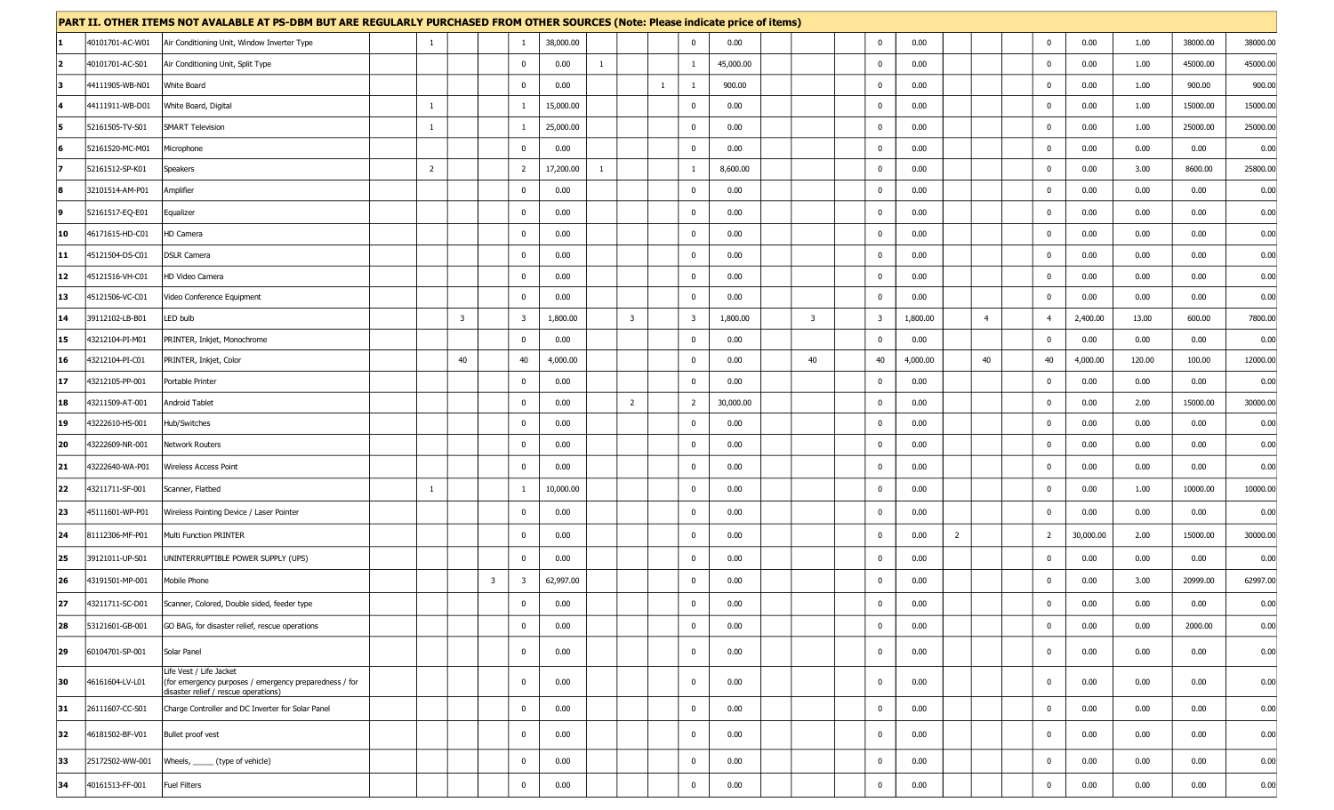**PART II. OTHER ITEMS NOT AVALABLE AT PS-DBM BUT ARE REGULARLY PURCHASED FROM OTHER SOURCES (Note: Please indicate price of items)**

| | | | | | | | | | | | | | | | | | | | | | | | | | | |
|---|---|---|---|---|---|---|---|---|---|---|---|---|---|---|---|---|---|---|---|---|---|---|---|---|---|---|
| 1 | 40101701-AC-W01 | Air Conditioning Unit, Window Inverter Type | | 1 | | | 1 | 38,000.00 | | | | 0 | 0.00 | | | | 0 | 0.00 | | | | 0 | 0.00 | 1.00 | 38000.00 | 38000.00 |
| 2 | 40101701-AC-S01 | Air Conditioning Unit, Split Type | | | | | 0 | 0.00 | 1 | | | 1 | 45,000.00 | | | | 0 | 0.00 | | | | 0 | 0.00 | 1.00 | 45000.00 | 45000.00 |
| 3 | 44111905-WB-N01 | White Board | | | | | 0 | 0.00 | | | 1 | 1 | 900.00 | | | | 0 | 0.00 | | | | 0 | 0.00 | 1.00 | 900.00 | 900.00 |
| 4 | 44111911-WB-D01 | White Board, Digital | | 1 | | | 1 | 15,000.00 | | | | 0 | 0.00 | | | | 0 | 0.00 | | | | 0 | 0.00 | 1.00 | 15000.00 | 15000.00 |
| 5 | 52161505-TV-S01 | SMART Television | | 1 | | | 1 | 25,000.00 | | | | 0 | 0.00 | | | | 0 | 0.00 | | | | 0 | 0.00 | 1.00 | 25000.00 | 25000.00 |
| 6 | 52161520-MC-M01 | Microphone | | | | | 0 | 0.00 | | | | 0 | 0.00 | | | | 0 | 0.00 | | | | 0 | 0.00 | 0.00 | 0.00 | 0.00 |
| 7 | 52161512-SP-K01 | Speakers | | 2 | | | 2 | 17,200.00 | 1 | | | 1 | 8,600.00 | | | | 0 | 0.00 | | | | 0 | 0.00 | 3.00 | 8600.00 | 25800.00 |
| 8 | 32101514-AM-P01 | Amplifier | | | | | 0 | 0.00 | | | | 0 | 0.00 | | | | 0 | 0.00 | | | | 0 | 0.00 | 0.00 | 0.00 | 0.00 |
| 9 | 52161517-EQ-E01 | Equalizer | | | | | 0 | 0.00 | | | | 0 | 0.00 | | | | 0 | 0.00 | | | | 0 | 0.00 | 0.00 | 0.00 | 0.00 |
| 10 | 46171615-HD-C01 | HD Camera | | | | | 0 | 0.00 | | | | 0 | 0.00 | | | | 0 | 0.00 | | | | 0 | 0.00 | 0.00 | 0.00 | 0.00 |
| 11 | 45121504-DS-C01 | DSLR Camera | | | | | 0 | 0.00 | | | | 0 | 0.00 | | | | 0 | 0.00 | | | | 0 | 0.00 | 0.00 | 0.00 | 0.00 |
| 12 | 45121516-VH-C01 | HD Video Camera | | | | | 0 | 0.00 | | | | 0 | 0.00 | | | | 0 | 0.00 | | | | 0 | 0.00 | 0.00 | 0.00 | 0.00 |
| 13 | 45121506-VC-C01 | Video Conference Equipment | | | | | 0 | 0.00 | | | | 0 | 0.00 | | | | 0 | 0.00 | | | | 0 | 0.00 | 0.00 | 0.00 | 0.00 |
| 14 | 39112102-LB-B01 | LED bulb | | | 3 | | 3 | 1,800.00 | | 3 | | 3 | 1,800.00 | | 3 | | 3 | 1,800.00 | | 4 | | 4 | 2,400.00 | 13.00 | 600.00 | 7800.00 |
| 15 | 43212104-PI-M01 | PRINTER, Inkjet, Monochrome | | | | | 0 | 0.00 | | | | 0 | 0.00 | | | | 0 | 0.00 | | | | 0 | 0.00 | 0.00 | 0.00 | 0.00 |
| 16 | 43212104-PI-C01 | PRINTER, Inkjet, Color | | | 40 | | 40 | 4,000.00 | | | | 0 | 0.00 | | 40 | | 40 | 4,000.00 | | 40 | | 40 | 4,000.00 | 120.00 | 100.00 | 12000.00 |
| 17 | 43212105-PP-001 | Portable Printer | | | | | 0 | 0.00 | | | | 0 | 0.00 | | | | 0 | 0.00 | | | | 0 | 0.00 | 0.00 | 0.00 | 0.00 |
| 18 | 43211509-AT-001 | Android Tablet | | | | | 0 | 0.00 | | 2 | | 2 | 30,000.00 | | | | 0 | 0.00 | | | | 0 | 0.00 | 2.00 | 15000.00 | 30000.00 |
| 19 | 43222610-HS-001 | Hub/Switches | | | | | 0 | 0.00 | | | | 0 | 0.00 | | | | 0 | 0.00 | | | | 0 | 0.00 | 0.00 | 0.00 | 0.00 |
| 20 | 43222609-NR-001 | Network Routers | | | | | 0 | 0.00 | | | | 0 | 0.00 | | | | 0 | 0.00 | | | | 0 | 0.00 | 0.00 | 0.00 | 0.00 |
| 21 | 43222640-WA-P01 | Wireless Access Point | | | | | 0 | 0.00 | | | | 0 | 0.00 | | | | 0 | 0.00 | | | | 0 | 0.00 | 0.00 | 0.00 | 0.00 |
| 22 | 43211711-SF-001 | Scanner, Flatbed | | 1 | | | 1 | 10,000.00 | | | | 0 | 0.00 | | | | 0 | 0.00 | | | | 0 | 0.00 | 1.00 | 10000.00 | 10000.00 |
| 23 | 45111601-WP-P01 | Wireless Pointing Device / Laser Pointer | | | | | 0 | 0.00 | | | | 0 | 0.00 | | | | 0 | 0.00 | | | | 0 | 0.00 | 0.00 | 0.00 | 0.00 |
| 24 | 81112306-MF-P01 | Multi Function PRINTER | | | | | 0 | 0.00 | | | | 0 | 0.00 | | | | 0 | 0.00 | 2 | | | 2 | 30,000.00 | 2.00 | 15000.00 | 30000.00 |
| 25 | 39121011-UP-S01 | UNINTERRUPTIBLE POWER SUPPLY (UPS) | | | | | 0 | 0.00 | | | | 0 | 0.00 | | | | 0 | 0.00 | | | | 0 | 0.00 | 0.00 | 0.00 | 0.00 |
| 26 | 43191501-MP-001 | Mobile Phone | | | | 3 | 3 | 62,997.00 | | | | 0 | 0.00 | | | | 0 | 0.00 | | | | 0 | 0.00 | 3.00 | 20999.00 | 62997.00 |
| 27 | 43211711-SC-D01 | Scanner, Colored, Double sided, feeder type | | | | | 0 | 0.00 | | | | 0 | 0.00 | | | | 0 | 0.00 | | | | 0 | 0.00 | 0.00 | 0.00 | 0.00 |
| 28 | 53121601-GB-001 | GO BAG, for disaster relief, rescue operations | | | | | 0 | 0.00 | | | | 0 | 0.00 | | | | 0 | 0.00 | | | | 0 | 0.00 | 0.00 | 2000.00 | 0.00 |
| 29 | 60104701-SP-001 | Solar Panel | | | | | 0 | 0.00 | | | | 0 | 0.00 | | | | 0 | 0.00 | | | | 0 | 0.00 | 0.00 | 0.00 | 0.00 |
| 30 | 46161604-LV-L01 | Life Vest / Life Jacket (for emergency purposes / emergency preparedness / for disaster relief / rescue operations) | | | | | 0 | 0.00 | | | | 0 | 0.00 | | | | 0 | 0.00 | | | | 0 | 0.00 | 0.00 | 0.00 | 0.00 |
| 31 | 26111607-CC-S01 | Charge Controller and DC Inverter for Solar Panel | | | | | 0 | 0.00 | | | | 0 | 0.00 | | | | 0 | 0.00 | | | | 0 | 0.00 | 0.00 | 0.00 | 0.00 |
| 32 | 46181502-BF-V01 | Bullet proof vest | | | | | 0 | 0.00 | | | | 0 | 0.00 | | | | 0 | 0.00 | | | | 0 | 0.00 | 0.00 | 0.00 | 0.00 |
| 33 | 25172502-WW-001 | Wheels, _____ (type of vehicle) | | | | | 0 | 0.00 | | | | 0 | 0.00 | | | | 0 | 0.00 | | | | 0 | 0.00 | 0.00 | 0.00 | 0.00 |
| 34 | 40161513-FF-001 | Fuel Filters | | | | | 0 | 0.00 | | | | 0 | 0.00 | | | | 0 | 0.00 | | | | 0 | 0.00 | 0.00 | 0.00 | 0.00 |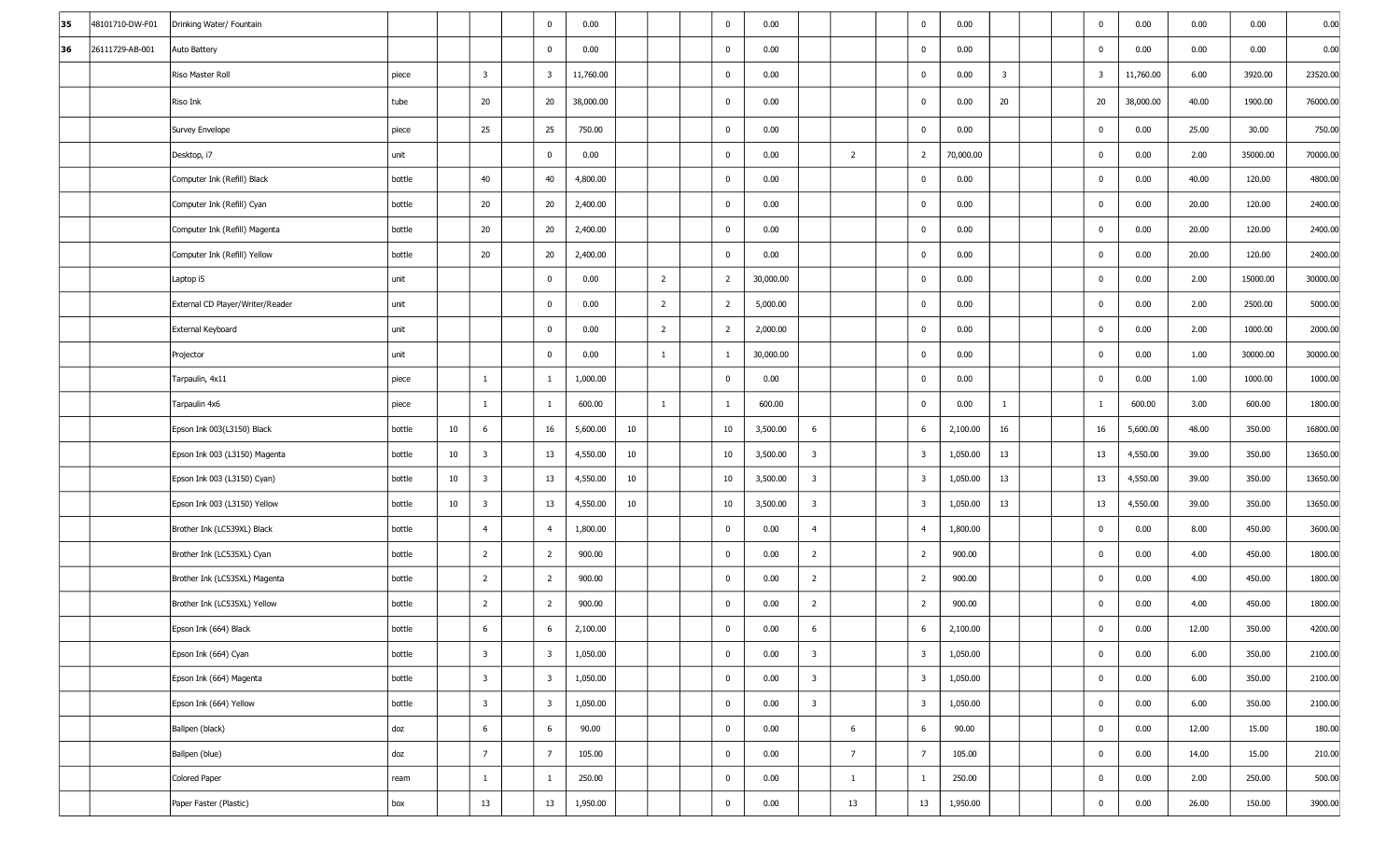| | | | | | | | | | | | | | | | | | | | | | | | | | | |
|---|---|---|---|---|---|---|---|---|---|---|---|---|---|---|---|---|---|---|---|---|---|---|---|---|---|---|
| 35 | 48101710-DW-F01 | Drinking Water/ Fountain | | | | | 0 | 0.00 | | | | 0 | 0.00 | | | | 0 | 0.00 | | | | 0 | 0.00 | 0.00 | 0.00 | 0.00 |
| 36 | 26111729-AB-001 | Auto Battery | | | | | 0 | 0.00 | | | | 0 | 0.00 | | | | 0 | 0.00 | | | | 0 | 0.00 | 0.00 | 0.00 | 0.00 |
| | | Riso Master Roll | piece | | 3 | | 3 | 11,760.00 | | | | 0 | 0.00 | | | | 0 | 0.00 | 3 | | | 3 | 11,760.00 | 6.00 | 3920.00 | 23520.00 |
| | | Riso Ink | tube | | 20 | | 20 | 38,000.00 | | | | 0 | 0.00 | | | | 0 | 0.00 | 20 | | | 20 | 38,000.00 | 40.00 | 1900.00 | 76000.00 |
| | | Survey Envelope | piece | | 25 | | 25 | 750.00 | | | | 0 | 0.00 | | | | 0 | 0.00 | | | | 0 | 0.00 | 25.00 | 30.00 | 750.00 |
| | | Desktop, i7 | unit | | | | 0 | 0.00 | | | | 0 | 0.00 | | 2 | | 2 | 70,000.00 | | | | 0 | 0.00 | 2.00 | 35000.00 | 70000.00 |
| | | Computer Ink (Refill) Black | bottle | | 40 | | 40 | 4,800.00 | | | | 0 | 0.00 | | | | 0 | 0.00 | | | | 0 | 0.00 | 40.00 | 120.00 | 4800.00 |
| | | Computer Ink (Refill) Cyan | bottle | | 20 | | 20 | 2,400.00 | | | | 0 | 0.00 | | | | 0 | 0.00 | | | | 0 | 0.00 | 20.00 | 120.00 | 2400.00 |
| | | Computer Ink (Refill) Magenta | bottle | | 20 | | 20 | 2,400.00 | | | | 0 | 0.00 | | | | 0 | 0.00 | | | | 0 | 0.00 | 20.00 | 120.00 | 2400.00 |
| | | Computer Ink (Refill) Yellow | bottle | | 20 | | 20 | 2,400.00 | | | | 0 | 0.00 | | | | 0 | 0.00 | | | | 0 | 0.00 | 20.00 | 120.00 | 2400.00 |
| | | Laptop i5 | unit | | | | 0 | 0.00 | | 2 | | 2 | 30,000.00 | | | | 0 | 0.00 | | | | 0 | 0.00 | 2.00 | 15000.00 | 30000.00 |
| | | External CD Player/Writer/Reader | unit | | | | 0 | 0.00 | | 2 | | 2 | 5,000.00 | | | | 0 | 0.00 | | | | 0 | 0.00 | 2.00 | 2500.00 | 5000.00 |
| | | External Keyboard | unit | | | | 0 | 0.00 | | 2 | | 2 | 2,000.00 | | | | 0 | 0.00 | | | | 0 | 0.00 | 2.00 | 1000.00 | 2000.00 |
| | | Projector | unit | | | | 0 | 0.00 | | 1 | | 1 | 30,000.00 | | | | 0 | 0.00 | | | | 0 | 0.00 | 1.00 | 30000.00 | 30000.00 |
| | | Tarpaulin, 4x11 | piece | | 1 | | 1 | 1,000.00 | | | | 0 | 0.00 | | | | 0 | 0.00 | | | | 0 | 0.00 | 1.00 | 1000.00 | 1000.00 |
| | | Tarpaulin 4x6 | piece | | 1 | | 1 | 600.00 | | 1 | | 1 | 600.00 | | | | 0 | 0.00 | 1 | | | 1 | 600.00 | 3.00 | 600.00 | 1800.00 |
| | | Epson Ink 003(L3150) Black | bottle | 10 | 6 | | 16 | 5,600.00 | 10 | | | 10 | 3,500.00 | 6 | | | 6 | 2,100.00 | 16 | | | 16 | 5,600.00 | 48.00 | 350.00 | 16800.00 |
| | | Epson Ink 003 (L3150) Magenta | bottle | 10 | 3 | | 13 | 4,550.00 | 10 | | | 10 | 3,500.00 | 3 | | | 3 | 1,050.00 | 13 | | | 13 | 4,550.00 | 39.00 | 350.00 | 13650.00 |
| | | Epson Ink 003 (L3150) Cyan) | bottle | 10 | 3 | | 13 | 4,550.00 | 10 | | | 10 | 3,500.00 | 3 | | | 3 | 1,050.00 | 13 | | | 13 | 4,550.00 | 39.00 | 350.00 | 13650.00 |
| | | Epson Ink 003 (L3150) Yellow | bottle | 10 | 3 | | 13 | 4,550.00 | 10 | | | 10 | 3,500.00 | 3 | | | 3 | 1,050.00 | 13 | | | 13 | 4,550.00 | 39.00 | 350.00 | 13650.00 |
| | | Brother Ink (LC539XL) Black | bottle | | 4 | | 4 | 1,800.00 | | | | 0 | 0.00 | 4 | | | 4 | 1,800.00 | | | | 0 | 0.00 | 8.00 | 450.00 | 3600.00 |
| | | Brother Ink (LC535XL) Cyan | bottle | | 2 | | 2 | 900.00 | | | | 0 | 0.00 | 2 | | | 2 | 900.00 | | | | 0 | 0.00 | 4.00 | 450.00 | 1800.00 |
| | | Brother Ink (LC535XL) Magenta | bottle | | 2 | | 2 | 900.00 | | | | 0 | 0.00 | 2 | | | 2 | 900.00 | | | | 0 | 0.00 | 4.00 | 450.00 | 1800.00 |
| | | Brother Ink (LC535XL) Yellow | bottle | | 2 | | 2 | 900.00 | | | | 0 | 0.00 | 2 | | | 2 | 900.00 | | | | 0 | 0.00 | 4.00 | 450.00 | 1800.00 |
| | | Epson Ink (664) Black | bottle | | 6 | | 6 | 2,100.00 | | | | 0 | 0.00 | 6 | | | 6 | 2,100.00 | | | | 0 | 0.00 | 12.00 | 350.00 | 4200.00 |
| | | Epson Ink (664) Cyan | bottle | | 3 | | 3 | 1,050.00 | | | | 0 | 0.00 | 3 | | | 3 | 1,050.00 | | | | 0 | 0.00 | 6.00 | 350.00 | 2100.00 |
| | | Epson Ink (664) Magenta | bottle | | 3 | | 3 | 1,050.00 | | | | 0 | 0.00 | 3 | | | 3 | 1,050.00 | | | | 0 | 0.00 | 6.00 | 350.00 | 2100.00 |
| | | Epson Ink (664) Yellow | bottle | | 3 | | 3 | 1,050.00 | | | | 0 | 0.00 | 3 | | | 3 | 1,050.00 | | | | 0 | 0.00 | 6.00 | 350.00 | 2100.00 |
| | | Ballpen (black) | doz | | 6 | | 6 | 90.00 | | | | 0 | 0.00 | | 6 | | 6 | 90.00 | | | | 0 | 0.00 | 12.00 | 15.00 | 180.00 |
| | | Ballpen (blue) | doz | | 7 | | 7 | 105.00 | | | | 0 | 0.00 | | 7 | | 7 | 105.00 | | | | 0 | 0.00 | 14.00 | 15.00 | 210.00 |
| | | Colored Paper | ream | | 1 | | 1 | 250.00 | | | | 0 | 0.00 | | 1 | | 1 | 250.00 | | | | 0 | 0.00 | 2.00 | 250.00 | 500.00 |
| | | Paper Faster (Plastic) | box | | 13 | | 13 | 1,950.00 | | | | 0 | 0.00 | | 13 | | 13 | 1,950.00 | | | | 0 | 0.00 | 26.00 | 150.00 | 3900.00 |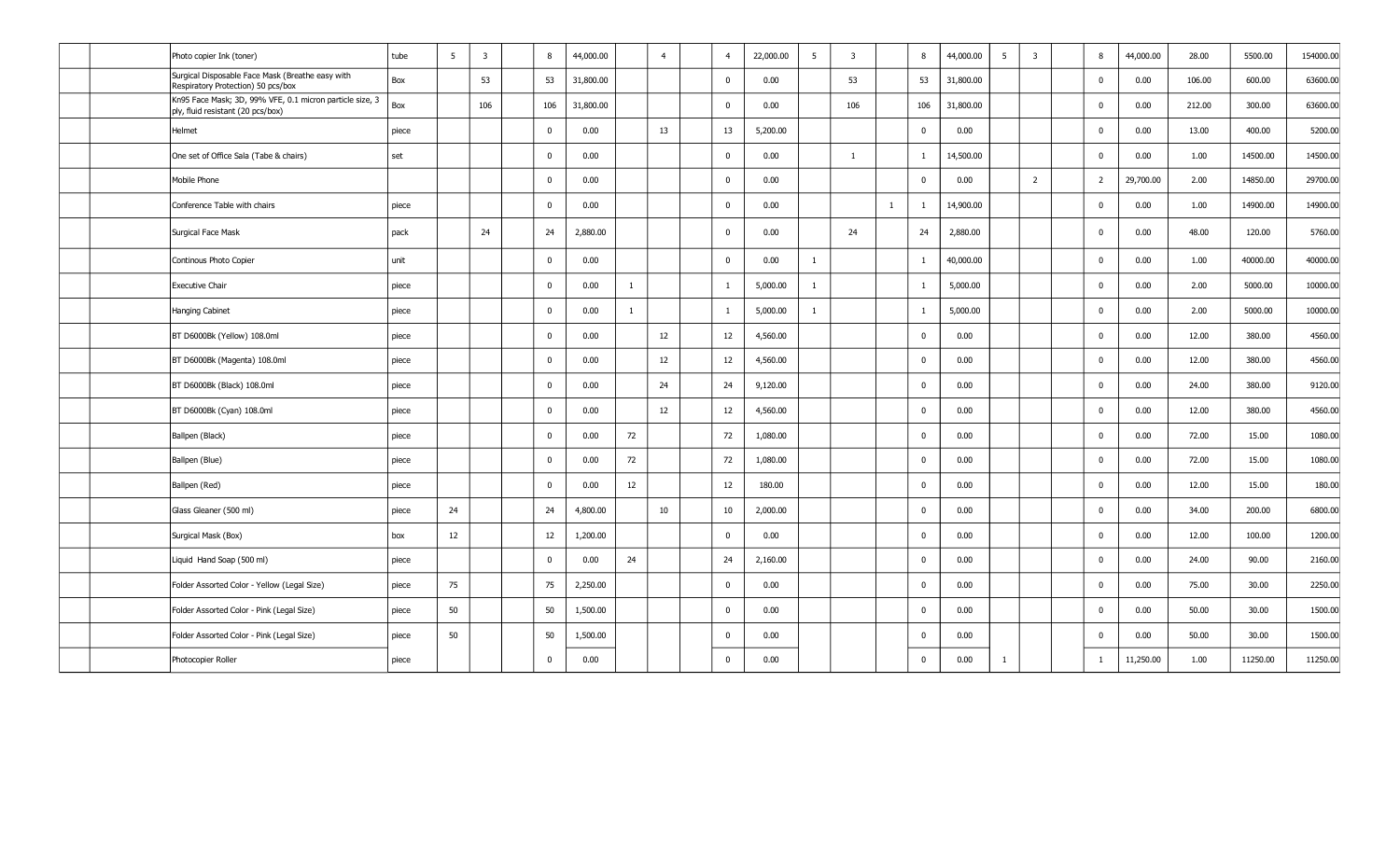| | | | | | | | | | | | | | | | | | | | | | | | | | | |
|---|---|---|---|---|---|---|---|---|---|---|---|---|---|---|---|---|---|---|---|---|---|---|---|---|---|---|
| | | Photo copier Ink (toner) | tube | 5 | 3 | | 8 | 44,000.00 | | 4 | | 4 | 22,000.00 | 5 | 3 | | 8 | 44,000.00 | 5 | 3 | | 8 | 44,000.00 | 28.00 | 5500.00 | 154000.00 |
| | | Surgical Disposable Face Mask (Breathe easy with Respiratory Protection) 50 pcs/box | Box | | 53 | | 53 | 31,800.00 | | | | 0 | 0.00 | | 53 | | 53 | 31,800.00 | | | | 0 | 0.00 | 106.00 | 600.00 | 63600.00 |
| | | Kn95 Face Mask; 3D, 99% VFE, 0.1 micron particle size, 3 ply, fluid resistant (20 pcs/box) | Box | | 106 | | 106 | 31,800.00 | | | | 0 | 0.00 | | 106 | | 106 | 31,800.00 | | | | 0 | 0.00 | 212.00 | 300.00 | 63600.00 |
| | | Helmet | piece | | | | 0 | 0.00 | | 13 | | 13 | 5,200.00 | | | | 0 | 0.00 | | | | 0 | 0.00 | 13.00 | 400.00 | 5200.00 |
| | | One set of Office Sala (Tabe & chairs) | set | | | | 0 | 0.00 | | | | 0 | 0.00 | | 1 | | 1 | 14,500.00 | | | | 0 | 0.00 | 1.00 | 14500.00 | 14500.00 |
| | | Mobile Phone | | | | | 0 | 0.00 | | | | 0 | 0.00 | | | | 0 | 0.00 | | 2 | | 2 | 29,700.00 | 2.00 | 14850.00 | 29700.00 |
| | | Conference Table with chairs | piece | | | | 0 | 0.00 | | | | 0 | 0.00 | | | 1 | 1 | 14,900.00 | | | | 0 | 0.00 | 1.00 | 14900.00 | 14900.00 |
| | | Surgical Face Mask | pack | | 24 | | 24 | 2,880.00 | | | | 0 | 0.00 | | 24 | | 24 | 2,880.00 | | | | 0 | 0.00 | 48.00 | 120.00 | 5760.00 |
| | | Continous Photo Copier | unit | | | | 0 | 0.00 | | | | 0 | 0.00 | 1 | | | 1 | 40,000.00 | | | | 0 | 0.00 | 1.00 | 40000.00 | 40000.00 |
| | | Executive Chair | piece | | | | 0 | 0.00 | 1 | | | 1 | 5,000.00 | 1 | | | 1 | 5,000.00 | | | | 0 | 0.00 | 2.00 | 5000.00 | 10000.00 |
| | | Hanging Cabinet | piece | | | | 0 | 0.00 | 1 | | | 1 | 5,000.00 | 1 | | | 1 | 5,000.00 | | | | 0 | 0.00 | 2.00 | 5000.00 | 10000.00 |
| | | BT D6000Bk (Yellow) 108.0ml | piece | | | | 0 | 0.00 | | 12 | | 12 | 4,560.00 | | | | 0 | 0.00 | | | | 0 | 0.00 | 12.00 | 380.00 | 4560.00 |
| | | BT D6000Bk (Magenta) 108.0ml | piece | | | | 0 | 0.00 | | 12 | | 12 | 4,560.00 | | | | 0 | 0.00 | | | | 0 | 0.00 | 12.00 | 380.00 | 4560.00 |
| | | BT D6000Bk (Black) 108.0ml | piece | | | | 0 | 0.00 | | 24 | | 24 | 9,120.00 | | | | 0 | 0.00 | | | | 0 | 0.00 | 24.00 | 380.00 | 9120.00 |
| | | BT D6000Bk (Cyan) 108.0ml | piece | | | | 0 | 0.00 | | 12 | | 12 | 4,560.00 | | | | 0 | 0.00 | | | | 0 | 0.00 | 12.00 | 380.00 | 4560.00 |
| | | Ballpen (Black) | piece | | | | 0 | 0.00 | 72 | | | 72 | 1,080.00 | | | | 0 | 0.00 | | | | 0 | 0.00 | 72.00 | 15.00 | 1080.00 |
| | | Ballpen (Blue) | piece | | | | 0 | 0.00 | 72 | | | 72 | 1,080.00 | | | | 0 | 0.00 | | | | 0 | 0.00 | 72.00 | 15.00 | 1080.00 |
| | | Ballpen (Red) | piece | | | | 0 | 0.00 | 12 | | | 12 | 180.00 | | | | 0 | 0.00 | | | | 0 | 0.00 | 12.00 | 15.00 | 180.00 |
| | | Glass Gleaner (500 ml) | piece | 24 | | | 24 | 4,800.00 | | 10 | | 10 | 2,000.00 | | | | 0 | 0.00 | | | | 0 | 0.00 | 34.00 | 200.00 | 6800.00 |
| | | Surgical Mask (Box) | box | 12 | | | 12 | 1,200.00 | | | | 0 | 0.00 | | | | 0 | 0.00 | | | | 0 | 0.00 | 12.00 | 100.00 | 1200.00 |
| | | Liquid Hand Soap (500 ml) | piece | | | | 0 | 0.00 | 24 | | | 24 | 2,160.00 | | | | 0 | 0.00 | | | | 0 | 0.00 | 24.00 | 90.00 | 2160.00 |
| | | Folder Assorted Color - Yellow (Legal Size) | piece | 75 | | | 75 | 2,250.00 | | | | 0 | 0.00 | | | | 0 | 0.00 | | | | 0 | 0.00 | 75.00 | 30.00 | 2250.00 |
| | | Folder Assorted Color - Pink (Legal Size) | piece | 50 | | | 50 | 1,500.00 | | | | 0 | 0.00 | | | | 0 | 0.00 | | | | 0 | 0.00 | 50.00 | 30.00 | 1500.00 |
| | | Folder Assorted Color - Pink (Legal Size) | piece | 50 | | | 50 | 1,500.00 | | | | 0 | 0.00 | | | | 0 | 0.00 | | | | 0 | 0.00 | 50.00 | 30.00 | 1500.00 |
| | | Photocopier Roller | piece | | | | 0 | 0.00 | | | | 0 | 0.00 | | | | 0 | 0.00 | 1 | | | 1 | 11,250.00 | 1.00 | 11250.00 | 11250.00 |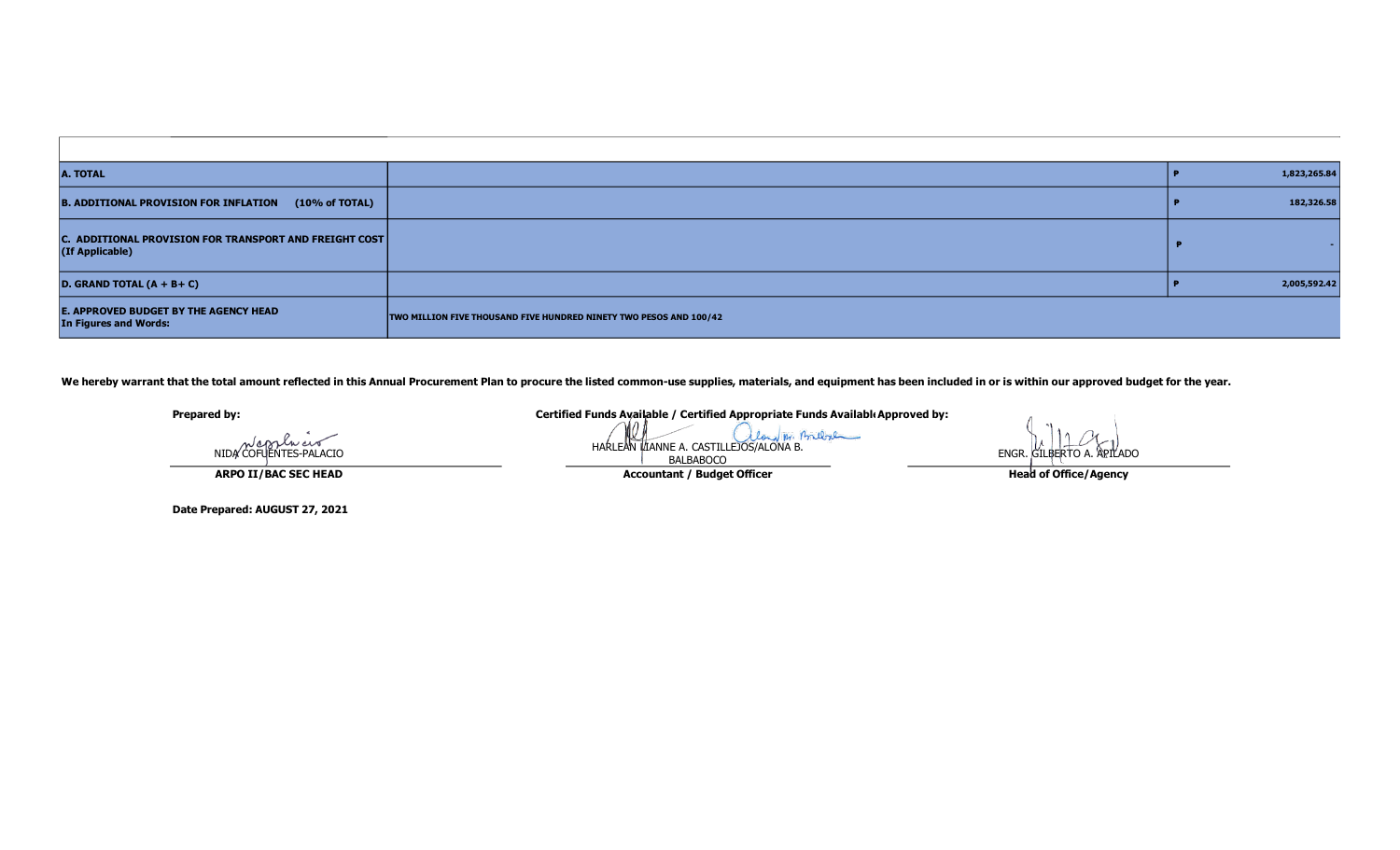| | | | |
|---|---|---|---|
| **A. TOTAL** | | **P** | **1,823,265.84** |
| **B. ADDITIONAL PROVISION FOR INFLATION (10% of TOTAL)** | | **P** | **182,326.58** |
| **C. ADDITIONAL PROVISION FOR TRANSPORT AND FREIGHT COST (If Applicable)** | | **P** | **-** |
| **D. GRAND TOTAL (A + B+ C)** | | **P** | **2,005,592.42** |
| **E. APPROVED BUDGET BY THE AGENCY HEAD In Figures and Words:** | **TWO MILLION FIVE THOUSAND FIVE HUNDRED NINETY TWO PESOS AND 100/42** | | |

**We hereby warrant that the total amount reflected in this Annual Procurement Plan to procure the listed common-use supplies, materials, and equipment has been included in or is within our approved budget for the year.**

| **Prepared by:** | **Certified Funds Available / Certified Appropriate Funds Availabl** | **Approved by:** |
|---|---|---|
| NIDA COFUENTES-PALACIO | HARLEAN LIANNE A. CASTILLEJOS/ALONA B. BALBABOCO | ENGR. GILBERTO A. APILADO |
| **ARPO II/BAC SEC HEAD** | **Accountant / Budget Officer** | **Head of Office/Agency** |

**Date Prepared: AUGUST 27, 2021**